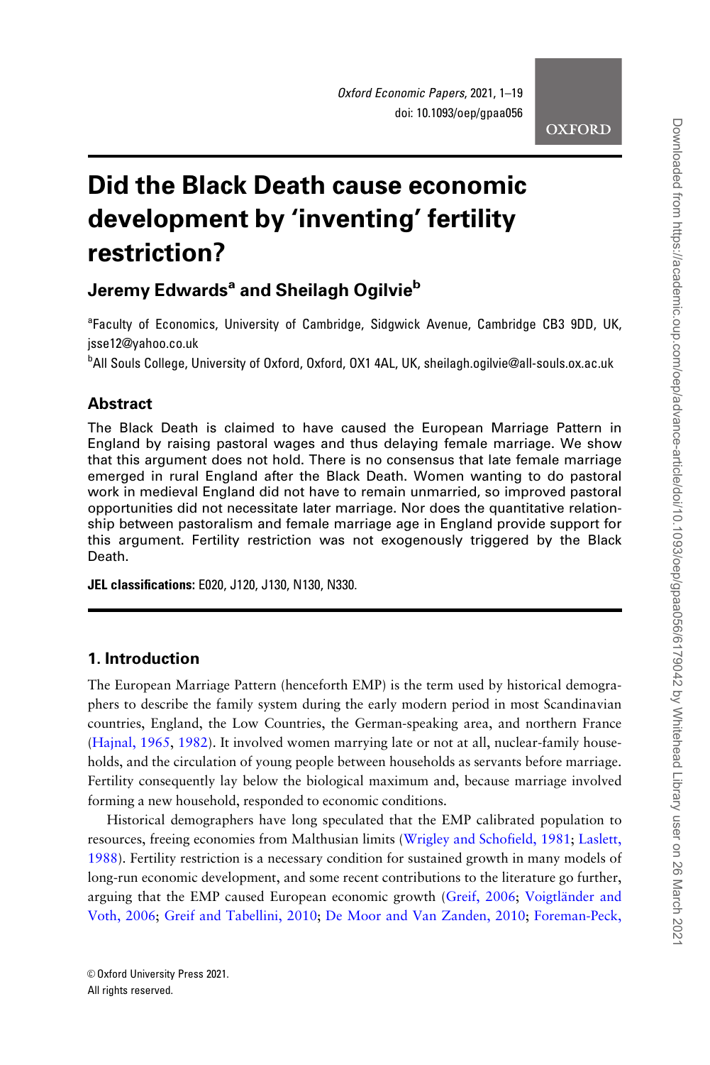# Did the Black Death cause economic development by 'inventing' fertility restriction?

## Jeremy Edwards[a] and Sheilagh Ogilvie[b]

[a]Faculty of Economics, University of Cambridge, Sidgwick Avenue, Cambridge CB3 9DD, UK, jsse12@yahoo.co.uk

[b]All Souls College, University of Oxford, Oxford, OX1 4AL, UK, sheilagh.ogilvie@all-souls.ox.ac.uk

## Abstract

The Black Death is claimed to have caused the European Marriage Pattern in England by raising pastoral wages and thus delaying female marriage. We show that this argument does not hold. There is no consensus that late female marriage emerged in rural England after the Black Death. Women wanting to do pastoral work in medieval England did not have to remain unmarried, so improved pastoral opportunities did not necessitate later marriage. Nor does the quantitative relationship between pastoralism and female marriage age in England provide support for this argument. Fertility restriction was not exogenously triggered by the Black Death.

**JEL classifications:** E020, J120, J130, N130, N330.

## 1. Introduction

The European Marriage Pattern (henceforth EMP) is the term used by historical demographers to describe the family system during the early modern period in most Scandinavian countries, England, the Low Countries, the German-speaking area, and northern France (Hajnal, 1965, 1982). It involved women marrying late or not at all, nuclear-family households, and the circulation of young people between households as servants before marriage. Fertility consequently lay below the biological maximum and, because marriage involved forming a new household, responded to economic conditions.

Historical demographers have long speculated that the EMP calibrated population to resources, freeing economies from Malthusian limits (Wrigley and Schofield, 1981; Laslett, 1988). Fertility restriction is a necessary condition for sustained growth in many models of long-run economic development, and some recent contributions to the literature go further, arguing that the EMP caused European economic growth (Greif, 2006; Voigtländer and Voth, 2006; Greif and Tabellini, 2010; De Moor and Van Zanden, 2010; Foreman-Peck,

© Oxford University Press 2021.
All rights reserved.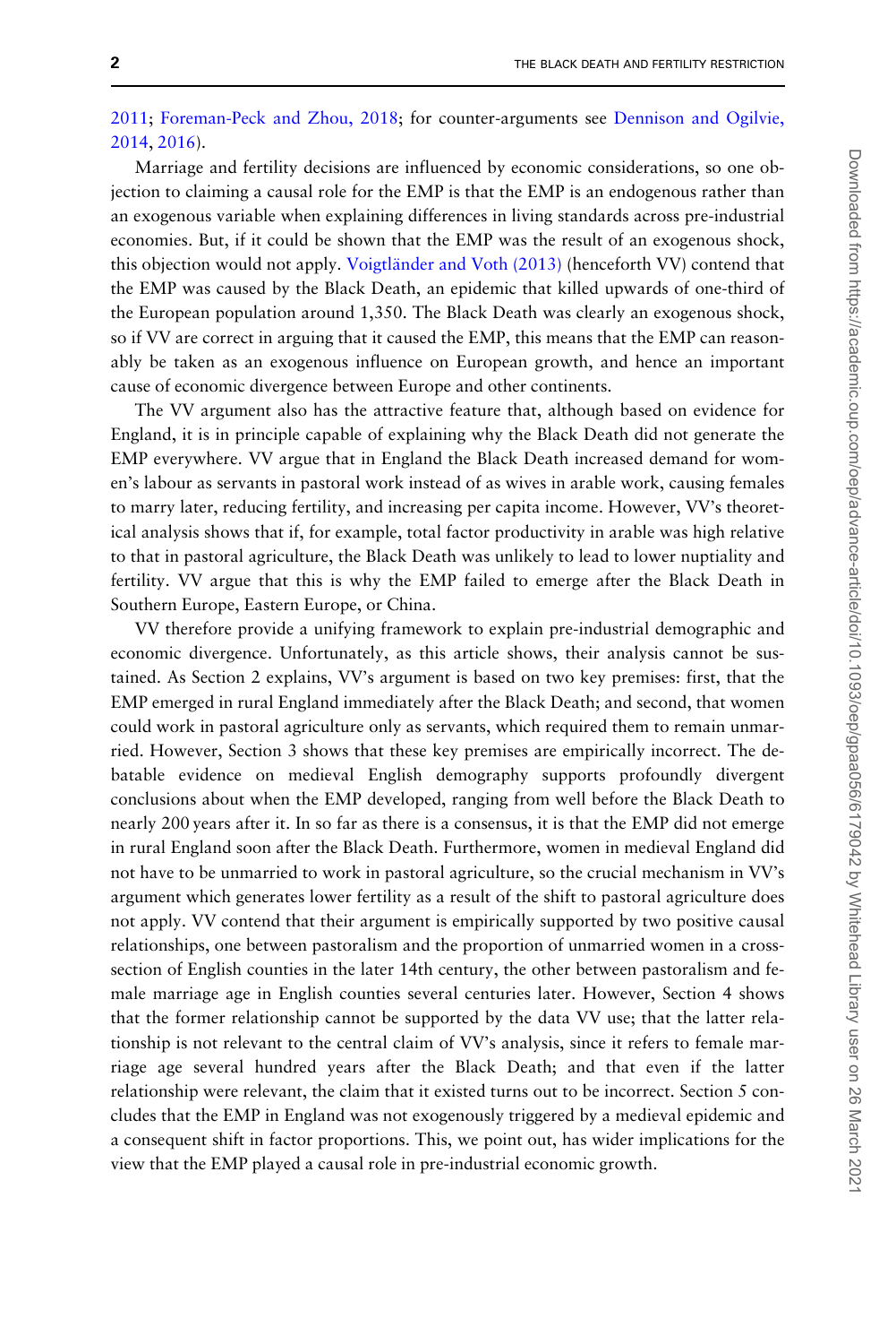2011; Foreman-Peck and Zhou, 2018; for counter-arguments see Dennison and Ogilvie, 2014, 2016).

Marriage and fertility decisions are influenced by economic considerations, so one objection to claiming a causal role for the EMP is that the EMP is an endogenous rather than an exogenous variable when explaining differences in living standards across pre-industrial economies. But, if it could be shown that the EMP was the result of an exogenous shock, this objection would not apply. Voigtländer and Voth (2013) (henceforth VV) contend that the EMP was caused by the Black Death, an epidemic that killed upwards of one-third of the European population around 1,350. The Black Death was clearly an exogenous shock, so if VV are correct in arguing that it caused the EMP, this means that the EMP can reasonably be taken as an exogenous influence on European growth, and hence an important cause of economic divergence between Europe and other continents.

The VV argument also has the attractive feature that, although based on evidence for England, it is in principle capable of explaining why the Black Death did not generate the EMP everywhere. VV argue that in England the Black Death increased demand for women's labour as servants in pastoral work instead of as wives in arable work, causing females to marry later, reducing fertility, and increasing per capita income. However, VV's theoretical analysis shows that if, for example, total factor productivity in arable was high relative to that in pastoral agriculture, the Black Death was unlikely to lead to lower nuptiality and fertility. VV argue that this is why the EMP failed to emerge after the Black Death in Southern Europe, Eastern Europe, or China.

VV therefore provide a unifying framework to explain pre-industrial demographic and economic divergence. Unfortunately, as this article shows, their analysis cannot be sustained. As Section 2 explains, VV's argument is based on two key premises: first, that the EMP emerged in rural England immediately after the Black Death; and second, that women could work in pastoral agriculture only as servants, which required them to remain unmarried. However, Section 3 shows that these key premises are empirically incorrect. The debatable evidence on medieval English demography supports profoundly divergent conclusions about when the EMP developed, ranging from well before the Black Death to nearly 200 years after it. In so far as there is a consensus, it is that the EMP did not emerge in rural England soon after the Black Death. Furthermore, women in medieval England did not have to be unmarried to work in pastoral agriculture, so the crucial mechanism in VV's argument which generates lower fertility as a result of the shift to pastoral agriculture does not apply. VV contend that their argument is empirically supported by two positive causal relationships, one between pastoralism and the proportion of unmarried women in a cross-section of English counties in the later 14th century, the other between pastoralism and female marriage age in English counties several centuries later. However, Section 4 shows that the former relationship cannot be supported by the data VV use; that the latter relationship is not relevant to the central claim of VV's analysis, since it refers to female marriage age several hundred years after the Black Death; and that even if the latter relationship were relevant, the claim that it existed turns out to be incorrect. Section 5 concludes that the EMP in England was not exogenously triggered by a medieval epidemic and a consequent shift in factor proportions. This, we point out, has wider implications for the view that the EMP played a causal role in pre-industrial economic growth.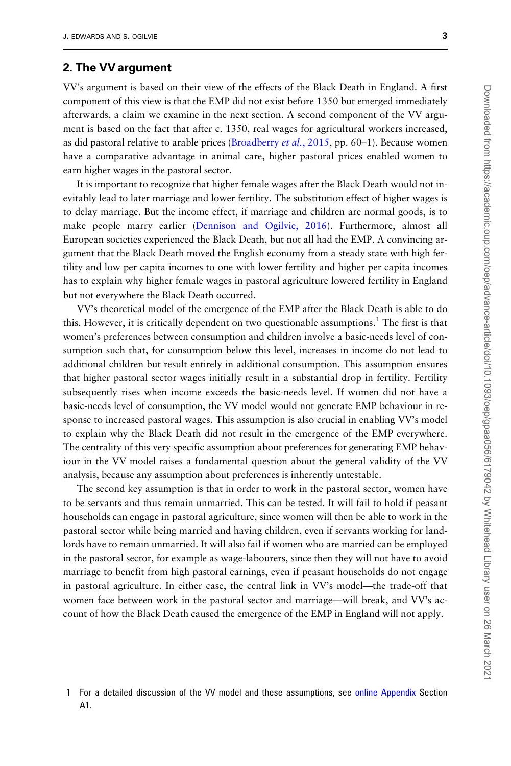## 2. The VV argument

VV's argument is based on their view of the effects of the Black Death in England. A first component of this view is that the EMP did not exist before 1350 but emerged immediately afterwards, a claim we examine in the next section. A second component of the VV argument is based on the fact that after c. 1350, real wages for agricultural workers increased, as did pastoral relative to arable prices (Broadberry *et al.*, 2015, pp. 60–1). Because women have a comparative advantage in animal care, higher pastoral prices enabled women to earn higher wages in the pastoral sector.

It is important to recognize that higher female wages after the Black Death would not inevitably lead to later marriage and lower fertility. The substitution effect of higher wages is to delay marriage. But the income effect, if marriage and children are normal goods, is to make people marry earlier (Dennison and Ogilvie, 2016). Furthermore, almost all European societies experienced the Black Death, but not all had the EMP. A convincing argument that the Black Death moved the English economy from a steady state with high fertility and low per capita incomes to one with lower fertility and higher per capita incomes has to explain why higher female wages in pastoral agriculture lowered fertility in England but not everywhere the Black Death occurred.

VV's theoretical model of the emergence of the EMP after the Black Death is able to do this. However, it is critically dependent on two questionable assumptions.[1] The first is that women's preferences between consumption and children involve a basic-needs level of consumption such that, for consumption below this level, increases in income do not lead to additional children but result entirely in additional consumption. This assumption ensures that higher pastoral sector wages initially result in a substantial drop in fertility. Fertility subsequently rises when income exceeds the basic-needs level. If women did not have a basic-needs level of consumption, the VV model would not generate EMP behaviour in response to increased pastoral wages. This assumption is also crucial in enabling VV's model to explain why the Black Death did not result in the emergence of the EMP everywhere. The centrality of this very specific assumption about preferences for generating EMP behaviour in the VV model raises a fundamental question about the general validity of the VV analysis, because any assumption about preferences is inherently untestable.

The second key assumption is that in order to work in the pastoral sector, women have to be servants and thus remain unmarried. This can be tested. It will fail to hold if peasant households can engage in pastoral agriculture, since women will then be able to work in the pastoral sector while being married and having children, even if servants working for landlords have to remain unmarried. It will also fail if women who are married can be employed in the pastoral sector, for example as wage-labourers, since then they will not have to avoid marriage to benefit from high pastoral earnings, even if peasant households do not engage in pastoral agriculture. In either case, the central link in VV's model—the trade-off that women face between work in the pastoral sector and marriage—will break, and VV's account of how the Black Death caused the emergence of the EMP in England will not apply.

---

1 For a detailed discussion of the VV model and these assumptions, see online Appendix Section A1.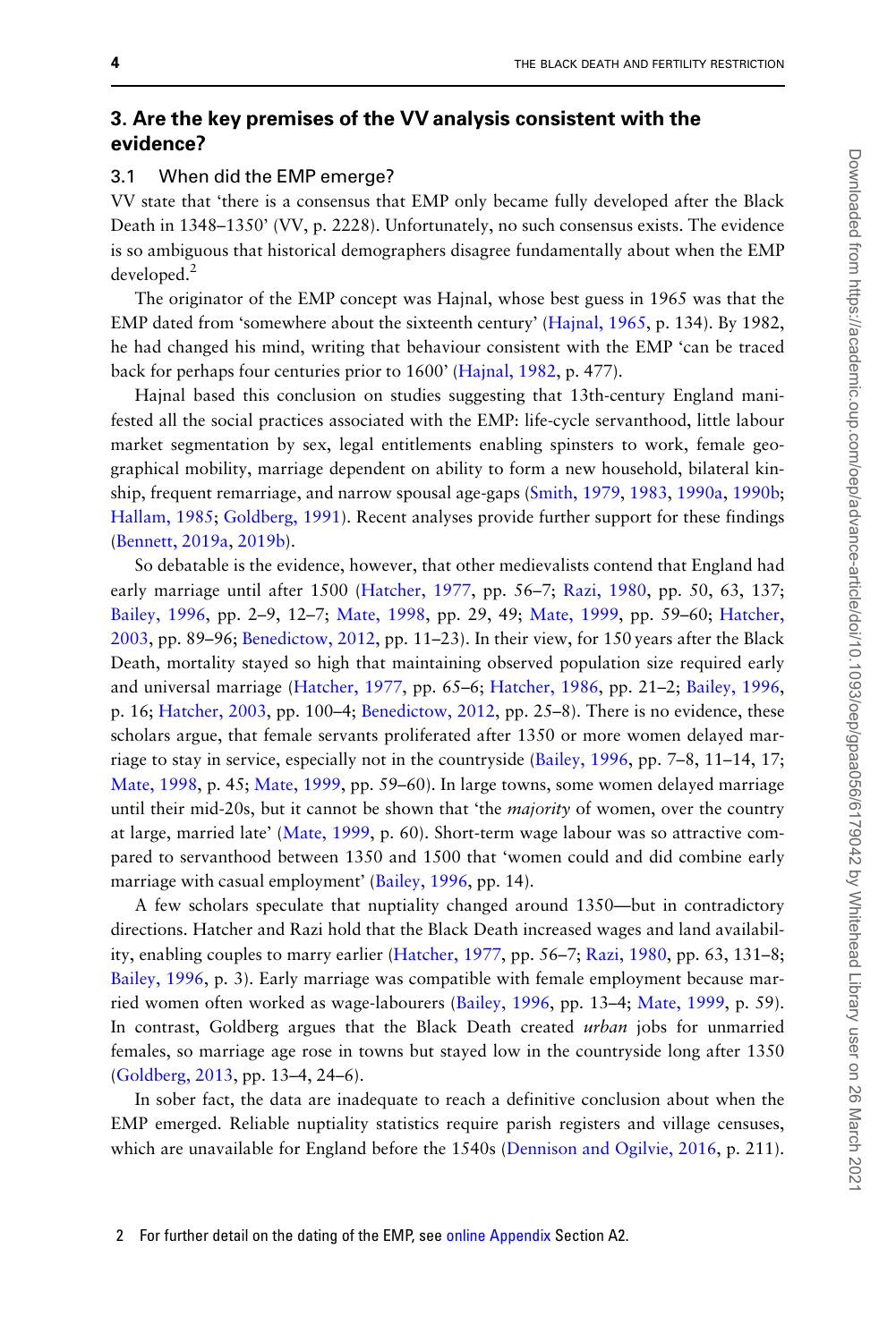## 3. Are the key premises of the VV analysis consistent with the evidence?

### 3.1 When did the EMP emerge?

VV state that 'there is a consensus that EMP only became fully developed after the Black Death in 1348–1350' (VV, p. 2228). Unfortunately, no such consensus exists. The evidence is so ambiguous that historical demographers disagree fundamentally about when the EMP developed.[2]

The originator of the EMP concept was Hajnal, whose best guess in 1965 was that the EMP dated from 'somewhere about the sixteenth century' (Hajnal, 1965, p. 134). By 1982, he had changed his mind, writing that behaviour consistent with the EMP 'can be traced back for perhaps four centuries prior to 1600' (Hajnal, 1982, p. 477).

Hajnal based this conclusion on studies suggesting that 13th-century England manifested all the social practices associated with the EMP: life-cycle servanthood, little labour market segmentation by sex, legal entitlements enabling spinsters to work, female geographical mobility, marriage dependent on ability to form a new household, bilateral kinship, frequent remarriage, and narrow spousal age-gaps (Smith, 1979, 1983, 1990a, 1990b; Hallam, 1985; Goldberg, 1991). Recent analyses provide further support for these findings (Bennett, 2019a, 2019b).

So debatable is the evidence, however, that other medievalists contend that England had early marriage until after 1500 (Hatcher, 1977, pp. 56–7; Razi, 1980, pp. 50, 63, 137; Bailey, 1996, pp. 2–9, 12–7; Mate, 1998, pp. 29, 49; Mate, 1999, pp. 59–60; Hatcher, 2003, pp. 89–96; Benedictow, 2012, pp. 11–23). In their view, for 150 years after the Black Death, mortality stayed so high that maintaining observed population size required early and universal marriage (Hatcher, 1977, pp. 65–6; Hatcher, 1986, pp. 21–2; Bailey, 1996, p. 16; Hatcher, 2003, pp. 100–4; Benedictow, 2012, pp. 25–8). There is no evidence, these scholars argue, that female servants proliferated after 1350 or more women delayed marriage to stay in service, especially not in the countryside (Bailey, 1996, pp. 7–8, 11–14, 17; Mate, 1998, p. 45; Mate, 1999, pp. 59–60). In large towns, some women delayed marriage until their mid-20s, but it cannot be shown that 'the *majority* of women, over the country at large, married late' (Mate, 1999, p. 60). Short-term wage labour was so attractive compared to servanthood between 1350 and 1500 that 'women could and did combine early marriage with casual employment' (Bailey, 1996, pp. 14).

A few scholars speculate that nuptiality changed around 1350—but in contradictory directions. Hatcher and Razi hold that the Black Death increased wages and land availability, enabling couples to marry earlier (Hatcher, 1977, pp. 56–7; Razi, 1980, pp. 63, 131–8; Bailey, 1996, p. 3). Early marriage was compatible with female employment because married women often worked as wage-labourers (Bailey, 1996, pp. 13–4; Mate, 1999, p. 59). In contrast, Goldberg argues that the Black Death created *urban* jobs for unmarried females, so marriage age rose in towns but stayed low in the countryside long after 1350 (Goldberg, 2013, pp. 13–4, 24–6).

In sober fact, the data are inadequate to reach a definitive conclusion about when the EMP emerged. Reliable nuptiality statistics require parish registers and village censuses, which are unavailable for England before the 1540s (Dennison and Ogilvie, 2016, p. 211).

2 For further detail on the dating of the EMP, see online Appendix Section A2.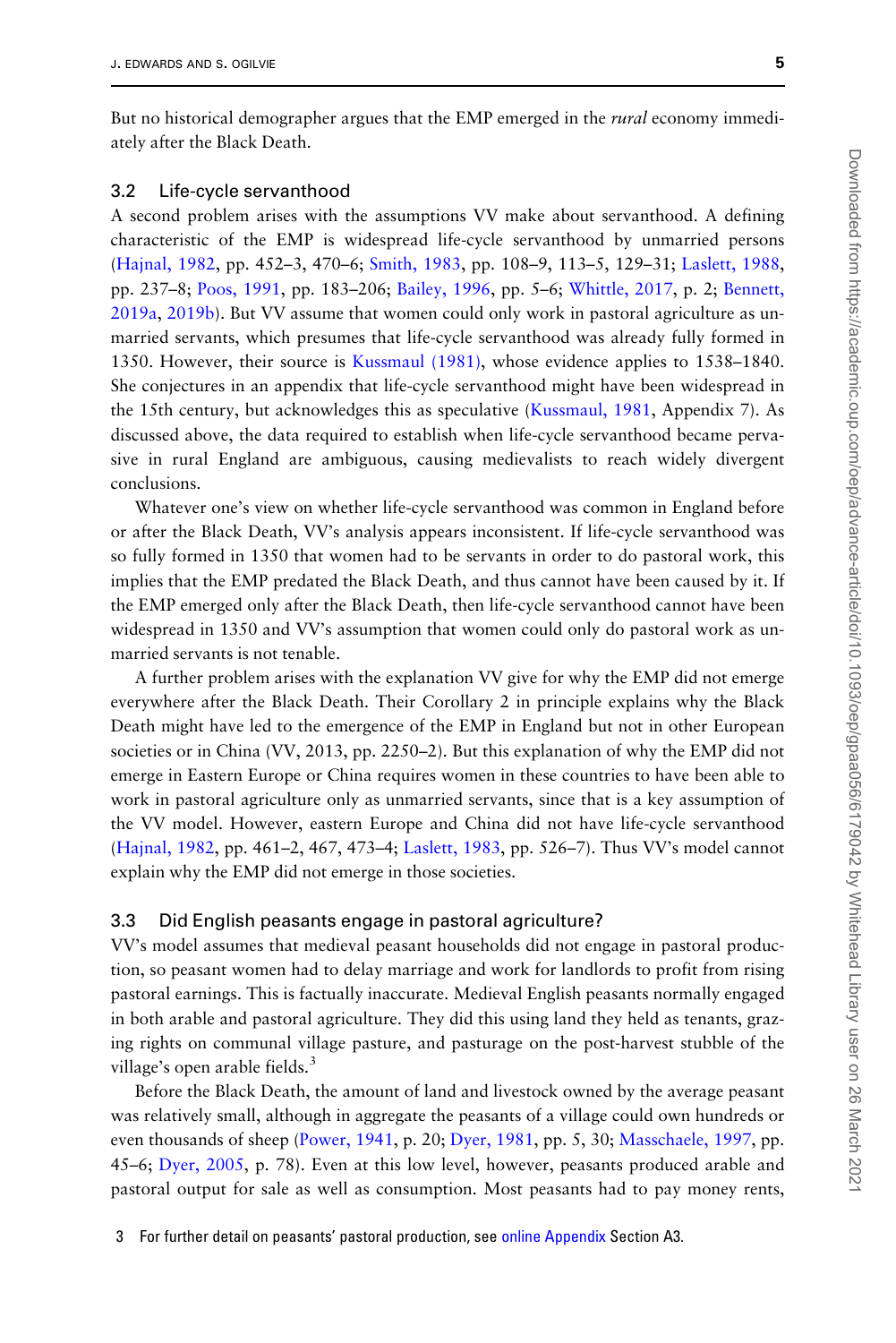But no historical demographer argues that the EMP emerged in the *rural* economy immediately after the Black Death.

### 3.2 Life-cycle servanthood

A second problem arises with the assumptions VV make about servanthood. A defining characteristic of the EMP is widespread life-cycle servanthood by unmarried persons (Hajnal, 1982, pp. 452–3, 470–6; Smith, 1983, pp. 108–9, 113–5, 129–31; Laslett, 1988, pp. 237–8; Poos, 1991, pp. 183–206; Bailey, 1996, pp. 5–6; Whittle, 2017, p. 2; Bennett, 2019a, 2019b). But VV assume that women could only work in pastoral agriculture as unmarried servants, which presumes that life-cycle servanthood was already fully formed in 1350. However, their source is Kussmaul (1981), whose evidence applies to 1538–1840. She conjectures in an appendix that life-cycle servanthood might have been widespread in the 15th century, but acknowledges this as speculative (Kussmaul, 1981, Appendix 7). As discussed above, the data required to establish when life-cycle servanthood became pervasive in rural England are ambiguous, causing medievalists to reach widely divergent conclusions.

Whatever one's view on whether life-cycle servanthood was common in England before or after the Black Death, VV's analysis appears inconsistent. If life-cycle servanthood was so fully formed in 1350 that women had to be servants in order to do pastoral work, this implies that the EMP predated the Black Death, and thus cannot have been caused by it. If the EMP emerged only after the Black Death, then life-cycle servanthood cannot have been widespread in 1350 and VV's assumption that women could only do pastoral work as unmarried servants is not tenable.

A further problem arises with the explanation VV give for why the EMP did not emerge everywhere after the Black Death. Their Corollary 2 in principle explains why the Black Death might have led to the emergence of the EMP in England but not in other European societies or in China (VV, 2013, pp. 2250–2). But this explanation of why the EMP did not emerge in Eastern Europe or China requires women in these countries to have been able to work in pastoral agriculture only as unmarried servants, since that is a key assumption of the VV model. However, eastern Europe and China did not have life-cycle servanthood (Hajnal, 1982, pp. 461–2, 467, 473–4; Laslett, 1983, pp. 526–7). Thus VV's model cannot explain why the EMP did not emerge in those societies.

### 3.3 Did English peasants engage in pastoral agriculture?

VV's model assumes that medieval peasant households did not engage in pastoral production, so peasant women had to delay marriage and work for landlords to profit from rising pastoral earnings. This is factually inaccurate. Medieval English peasants normally engaged in both arable and pastoral agriculture. They did this using land they held as tenants, grazing rights on communal village pasture, and pasturage on the post-harvest stubble of the village's open arable fields.[3]

Before the Black Death, the amount of land and livestock owned by the average peasant was relatively small, although in aggregate the peasants of a village could own hundreds or even thousands of sheep (Power, 1941, p. 20; Dyer, 1981, pp. 5, 30; Masschaele, 1997, pp. 45–6; Dyer, 2005, p. 78). Even at this low level, however, peasants produced arable and pastoral output for sale as well as consumption. Most peasants had to pay money rents,

3 For further detail on peasants' pastoral production, see online Appendix Section A3.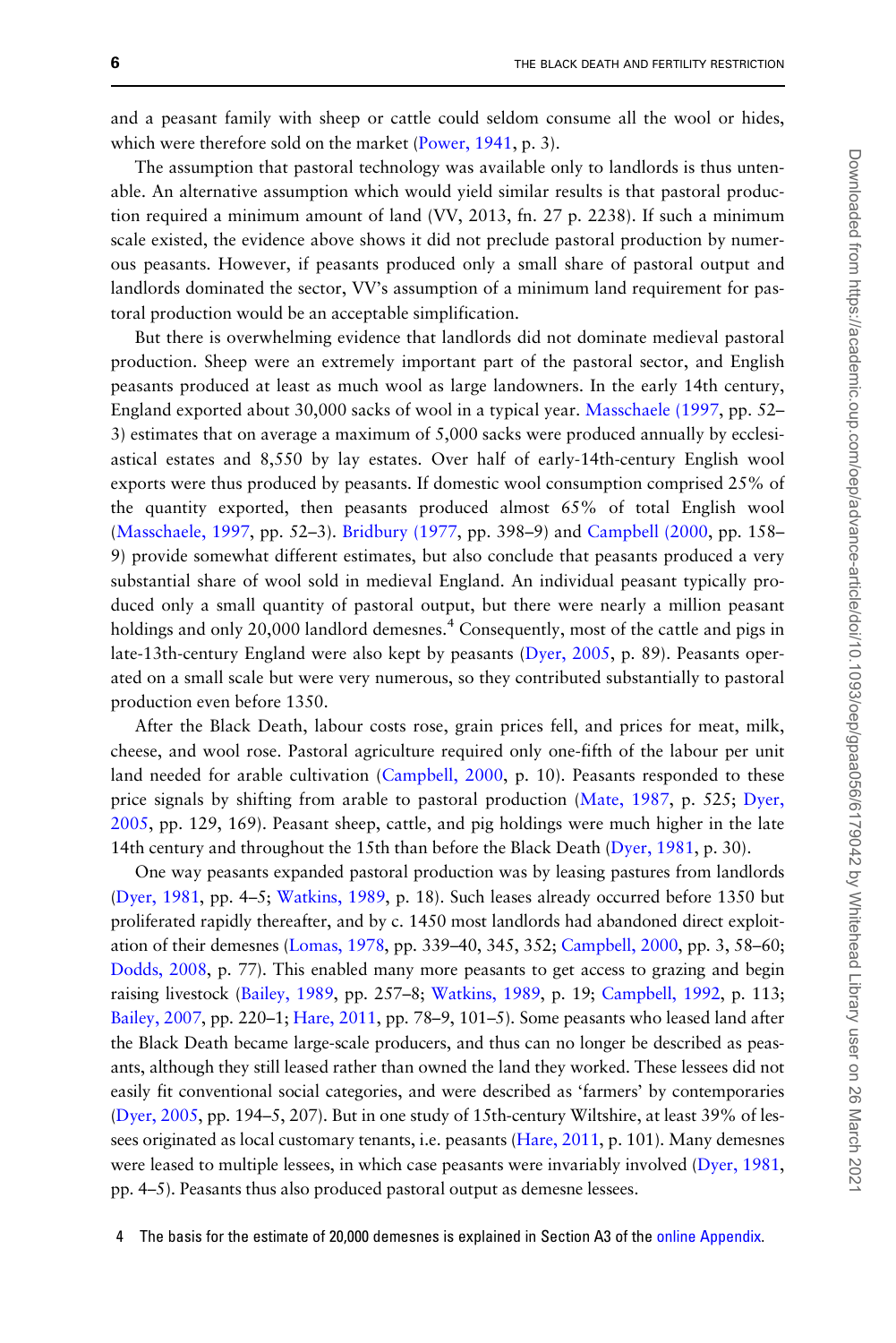and a peasant family with sheep or cattle could seldom consume all the wool or hides, which were therefore sold on the market (Power, 1941, p. 3).

The assumption that pastoral technology was available only to landlords is thus untenable. An alternative assumption which would yield similar results is that pastoral production required a minimum amount of land (VV, 2013, fn. 27 p. 2238). If such a minimum scale existed, the evidence above shows it did not preclude pastoral production by numerous peasants. However, if peasants produced only a small share of pastoral output and landlords dominated the sector, VV's assumption of a minimum land requirement for pastoral production would be an acceptable simplification.

But there is overwhelming evidence that landlords did not dominate medieval pastoral production. Sheep were an extremely important part of the pastoral sector, and English peasants produced at least as much wool as large landowners. In the early 14th century, England exported about 30,000 sacks of wool in a typical year. Masschaele (1997, pp. 52–3) estimates that on average a maximum of 5,000 sacks were produced annually by ecclesiastical estates and 8,550 by lay estates. Over half of early-14th-century English wool exports were thus produced by peasants. If domestic wool consumption comprised 25% of the quantity exported, then peasants produced almost 65% of total English wool (Masschaele, 1997, pp. 52–3). Bridbury (1977, pp. 398–9) and Campbell (2000, pp. 158–9) provide somewhat different estimates, but also conclude that peasants produced a very substantial share of wool sold in medieval England. An individual peasant typically produced only a small quantity of pastoral output, but there were nearly a million peasant holdings and only 20,000 landlord demesnes.[4] Consequently, most of the cattle and pigs in late-13th-century England were also kept by peasants (Dyer, 2005, p. 89). Peasants operated on a small scale but were very numerous, so they contributed substantially to pastoral production even before 1350.

After the Black Death, labour costs rose, grain prices fell, and prices for meat, milk, cheese, and wool rose. Pastoral agriculture required only one-fifth of the labour per unit land needed for arable cultivation (Campbell, 2000, p. 10). Peasants responded to these price signals by shifting from arable to pastoral production (Mate, 1987, p. 525; Dyer, 2005, pp. 129, 169). Peasant sheep, cattle, and pig holdings were much higher in the late 14th century and throughout the 15th than before the Black Death (Dyer, 1981, p. 30).

One way peasants expanded pastoral production was by leasing pastures from landlords (Dyer, 1981, pp. 4–5; Watkins, 1989, p. 18). Such leases already occurred before 1350 but proliferated rapidly thereafter, and by c. 1450 most landlords had abandoned direct exploitation of their demesnes (Lomas, 1978, pp. 339–40, 345, 352; Campbell, 2000, pp. 3, 58–60; Dodds, 2008, p. 77). This enabled many more peasants to get access to grazing and begin raising livestock (Bailey, 1989, pp. 257–8; Watkins, 1989, p. 19; Campbell, 1992, p. 113; Bailey, 2007, pp. 220–1; Hare, 2011, pp. 78–9, 101–5). Some peasants who leased land after the Black Death became large-scale producers, and thus can no longer be described as peasants, although they still leased rather than owned the land they worked. These lessees did not easily fit conventional social categories, and were described as 'farmers' by contemporaries (Dyer, 2005, pp. 194–5, 207). But in one study of 15th-century Wiltshire, at least 39% of lessees originated as local customary tenants, i.e. peasants (Hare, 2011, p. 101). Many demesnes were leased to multiple lessees, in which case peasants were invariably involved (Dyer, 1981, pp. 4–5). Peasants thus also produced pastoral output as demesne lessees.

4 The basis for the estimate of 20,000 demesnes is explained in Section A3 of the online Appendix.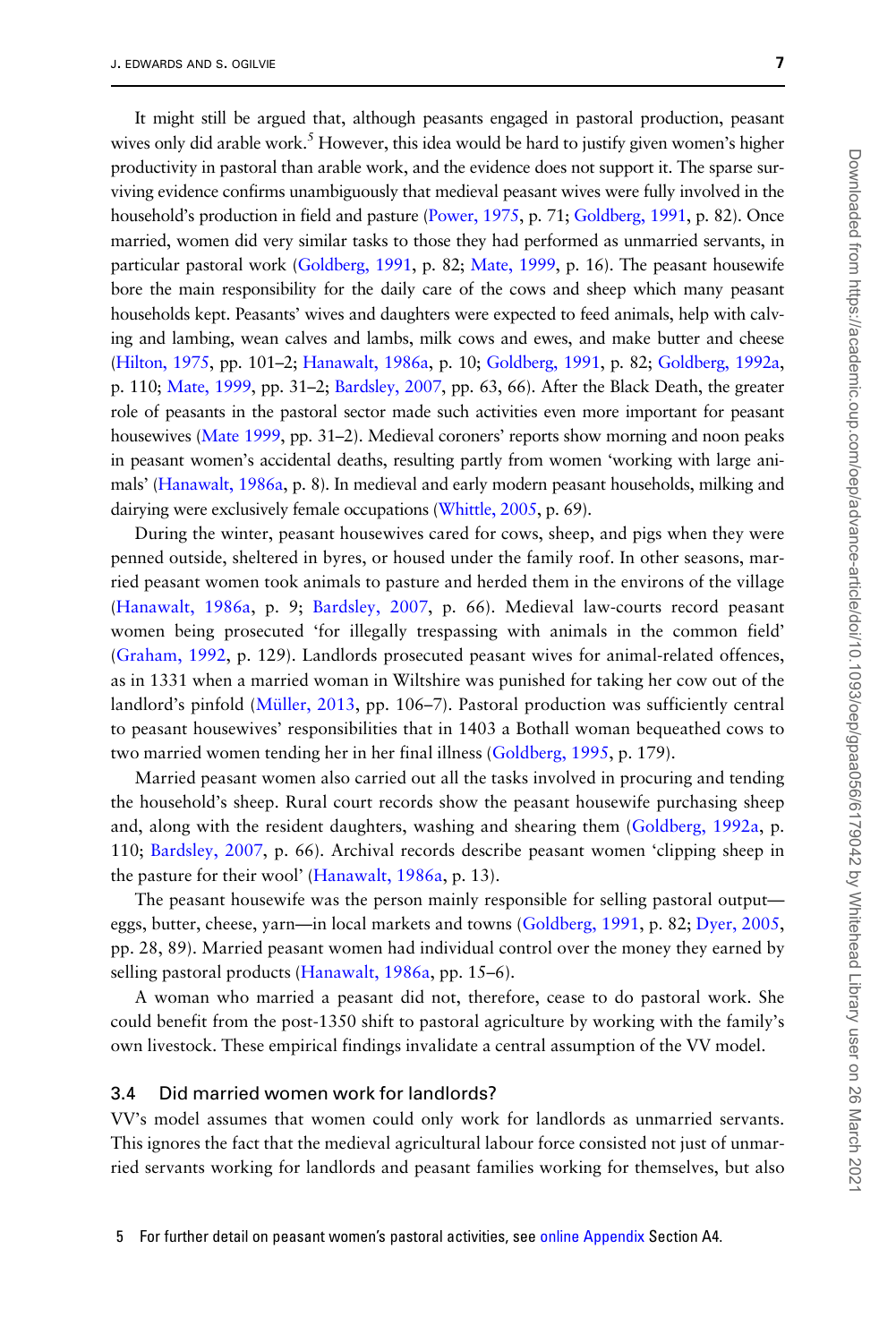It might still be argued that, although peasants engaged in pastoral production, peasant wives only did arable work.[5] However, this idea would be hard to justify given women's higher productivity in pastoral than arable work, and the evidence does not support it. The sparse surviving evidence confirms unambiguously that medieval peasant wives were fully involved in the household's production in field and pasture (Power, 1975, p. 71; Goldberg, 1991, p. 82). Once married, women did very similar tasks to those they had performed as unmarried servants, in particular pastoral work (Goldberg, 1991, p. 82; Mate, 1999, p. 16). The peasant housewife bore the main responsibility for the daily care of the cows and sheep which many peasant households kept. Peasants' wives and daughters were expected to feed animals, help with calving and lambing, wean calves and lambs, milk cows and ewes, and make butter and cheese (Hilton, 1975, pp. 101–2; Hanawalt, 1986a, p. 10; Goldberg, 1991, p. 82; Goldberg, 1992a, p. 110; Mate, 1999, pp. 31–2; Bardsley, 2007, pp. 63, 66). After the Black Death, the greater role of peasants in the pastoral sector made such activities even more important for peasant housewives (Mate 1999, pp. 31–2). Medieval coroners' reports show morning and noon peaks in peasant women's accidental deaths, resulting partly from women 'working with large animals' (Hanawalt, 1986a, p. 8). In medieval and early modern peasant households, milking and dairying were exclusively female occupations (Whittle, 2005, p. 69).

During the winter, peasant housewives cared for cows, sheep, and pigs when they were penned outside, sheltered in byres, or housed under the family roof. In other seasons, married peasant women took animals to pasture and herded them in the environs of the village (Hanawalt, 1986a, p. 9; Bardsley, 2007, p. 66). Medieval law-courts record peasant women being prosecuted 'for illegally trespassing with animals in the common field' (Graham, 1992, p. 129). Landlords prosecuted peasant wives for animal-related offences, as in 1331 when a married woman in Wiltshire was punished for taking her cow out of the landlord's pinfold (Müller, 2013, pp. 106–7). Pastoral production was sufficiently central to peasant housewives' responsibilities that in 1403 a Bothall woman bequeathed cows to two married women tending her in her final illness (Goldberg, 1995, p. 179).

Married peasant women also carried out all the tasks involved in procuring and tending the household's sheep. Rural court records show the peasant housewife purchasing sheep and, along with the resident daughters, washing and shearing them (Goldberg, 1992a, p. 110; Bardsley, 2007, p. 66). Archival records describe peasant women 'clipping sheep in the pasture for their wool' (Hanawalt, 1986a, p. 13).

The peasant housewife was the person mainly responsible for selling pastoral output—eggs, butter, cheese, yarn—in local markets and towns (Goldberg, 1991, p. 82; Dyer, 2005, pp. 28, 89). Married peasant women had individual control over the money they earned by selling pastoral products (Hanawalt, 1986a, pp. 15–6).

A woman who married a peasant did not, therefore, cease to do pastoral work. She could benefit from the post-1350 shift to pastoral agriculture by working with the family's own livestock. These empirical findings invalidate a central assumption of the VV model.

### 3.4 Did married women work for landlords?

VV's model assumes that women could only work for landlords as unmarried servants. This ignores the fact that the medieval agricultural labour force consisted not just of unmarried servants working for landlords and peasant families working for themselves, but also

[5] For further detail on peasant women's pastoral activities, see online Appendix Section A4.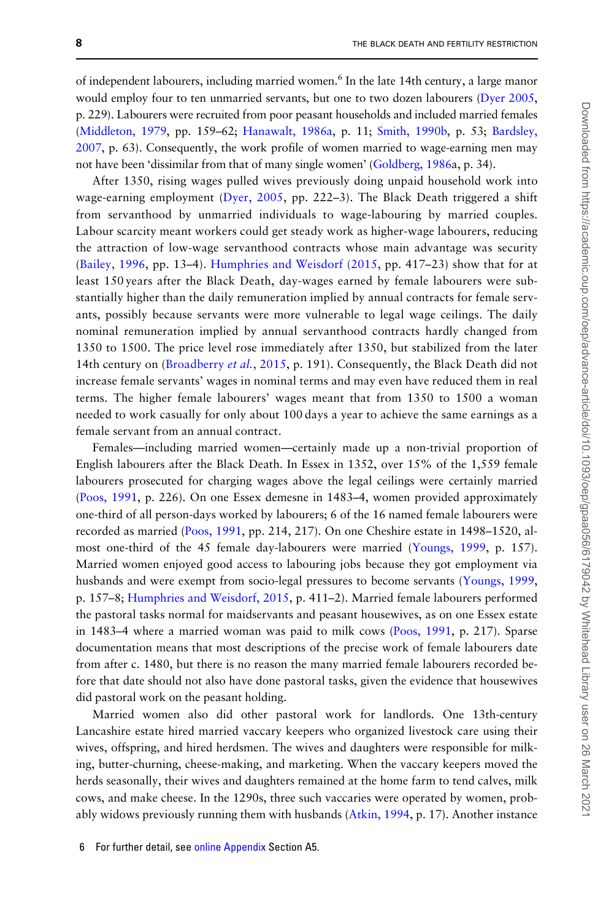of independent labourers, including married women.[6] In the late 14th century, a large manor would employ four to ten unmarried servants, but one to two dozen labourers (Dyer 2005, p. 229). Labourers were recruited from poor peasant households and included married females (Middleton, 1979, pp. 159–62; Hanawalt, 1986a, p. 11; Smith, 1990b, p. 53; Bardsley, 2007, p. 63). Consequently, the work profile of women married to wage-earning men may not have been 'dissimilar from that of many single women' (Goldberg, 1986a, p. 34).

After 1350, rising wages pulled wives previously doing unpaid household work into wage-earning employment (Dyer, 2005, pp. 222–3). The Black Death triggered a shift from servanthood by unmarried individuals to wage-labouring by married couples. Labour scarcity meant workers could get steady work as higher-wage labourers, reducing the attraction of low-wage servanthood contracts whose main advantage was security (Bailey, 1996, pp. 13–4). Humphries and Weisdorf (2015, pp. 417–23) show that for at least 150 years after the Black Death, day-wages earned by female labourers were substantially higher than the daily remuneration implied by annual contracts for female servants, possibly because servants were more vulnerable to legal wage ceilings. The daily nominal remuneration implied by annual servanthood contracts hardly changed from 1350 to 1500. The price level rose immediately after 1350, but stabilized from the later 14th century on (Broadberry *et al.*, 2015, p. 191). Consequently, the Black Death did not increase female servants' wages in nominal terms and may even have reduced them in real terms. The higher female labourers' wages meant that from 1350 to 1500 a woman needed to work casually for only about 100 days a year to achieve the same earnings as a female servant from an annual contract.

Females—including married women—certainly made up a non-trivial proportion of English labourers after the Black Death. In Essex in 1352, over 15% of the 1,559 female labourers prosecuted for charging wages above the legal ceilings were certainly married (Poos, 1991, p. 226). On one Essex demesne in 1483–4, women provided approximately one-third of all person-days worked by labourers; 6 of the 16 named female labourers were recorded as married (Poos, 1991, pp. 214, 217). On one Cheshire estate in 1498–1520, almost one-third of the 45 female day-labourers were married (Youngs, 1999, p. 157). Married women enjoyed good access to labouring jobs because they got employment via husbands and were exempt from socio-legal pressures to become servants (Youngs, 1999, p. 157–8; Humphries and Weisdorf, 2015, p. 411–2). Married female labourers performed the pastoral tasks normal for maidservants and peasant housewives, as on one Essex estate in 1483–4 where a married woman was paid to milk cows (Poos, 1991, p. 217). Sparse documentation means that most descriptions of the precise work of female labourers date from after c. 1480, but there is no reason the many married female labourers recorded before that date should not also have done pastoral tasks, given the evidence that housewives did pastoral work on the peasant holding.

Married women also did other pastoral work for landlords. One 13th-century Lancashire estate hired married vaccary keepers who organized livestock care using their wives, offspring, and hired herdsmen. The wives and daughters were responsible for milking, butter-churning, cheese-making, and marketing. When the vaccary keepers moved the herds seasonally, their wives and daughters remained at the home farm to tend calves, milk cows, and make cheese. In the 1290s, three such vaccaries were operated by women, probably widows previously running them with husbands (Atkin, 1994, p. 17). Another instance

[6] For further detail, see online Appendix Section A5.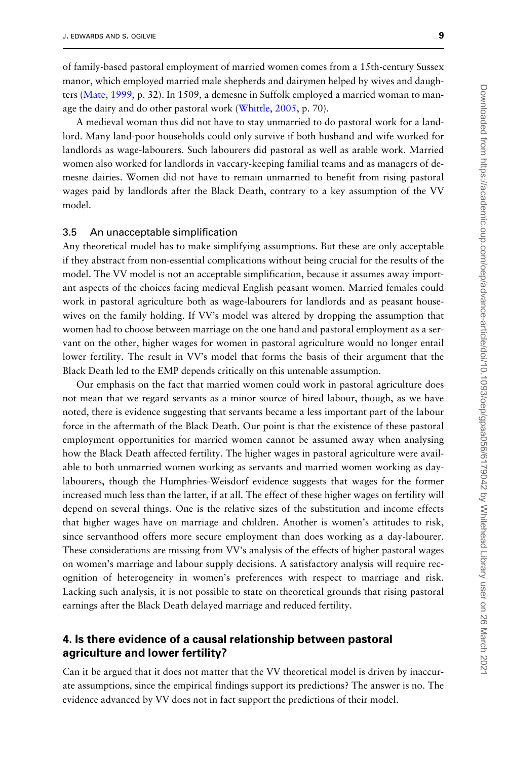of family-based pastoral employment of married women comes from a 15th-century Sussex manor, which employed married male shepherds and dairymen helped by wives and daughters (Mate, 1999, p. 32). In 1509, a demesne in Suffolk employed a married woman to manage the dairy and do other pastoral work (Whittle, 2005, p. 70).

A medieval woman thus did not have to stay unmarried to do pastoral work for a landlord. Many land-poor households could only survive if both husband and wife worked for landlords as wage-labourers. Such labourers did pastoral as well as arable work. Married women also worked for landlords in vaccary-keeping familial teams and as managers of demesne dairies. Women did not have to remain unmarried to benefit from rising pastoral wages paid by landlords after the Black Death, contrary to a key assumption of the VV model.

### 3.5 An unacceptable simplification

Any theoretical model has to make simplifying assumptions. But these are only acceptable if they abstract from non-essential complications without being crucial for the results of the model. The VV model is not an acceptable simplification, because it assumes away important aspects of the choices facing medieval English peasant women. Married females could work in pastoral agriculture both as wage-labourers for landlords and as peasant housewives on the family holding. If VV's model was altered by dropping the assumption that women had to choose between marriage on the one hand and pastoral employment as a servant on the other, higher wages for women in pastoral agriculture would no longer entail lower fertility. The result in VV's model that forms the basis of their argument that the Black Death led to the EMP depends critically on this untenable assumption.

Our emphasis on the fact that married women could work in pastoral agriculture does not mean that we regard servants as a minor source of hired labour, though, as we have noted, there is evidence suggesting that servants became a less important part of the labour force in the aftermath of the Black Death. Our point is that the existence of these pastoral employment opportunities for married women cannot be assumed away when analysing how the Black Death affected fertility. The higher wages in pastoral agriculture were available to both unmarried women working as servants and married women working as day-labourers, though the Humphries-Weisdorf evidence suggests that wages for the former increased much less than the latter, if at all. The effect of these higher wages on fertility will depend on several things. One is the relative sizes of the substitution and income effects that higher wages have on marriage and children. Another is women's attitudes to risk, since servanthood offers more secure employment than does working as a day-labourer. These considerations are missing from VV's analysis of the effects of higher pastoral wages on women's marriage and labour supply decisions. A satisfactory analysis will require recognition of heterogeneity in women's preferences with respect to marriage and risk. Lacking such analysis, it is not possible to state on theoretical grounds that rising pastoral earnings after the Black Death delayed marriage and reduced fertility.

## 4. Is there evidence of a causal relationship between pastoral agriculture and lower fertility?

Can it be argued that it does not matter that the VV theoretical model is driven by inaccurate assumptions, since the empirical findings support its predictions? The answer is no. The evidence advanced by VV does not in fact support the predictions of their model.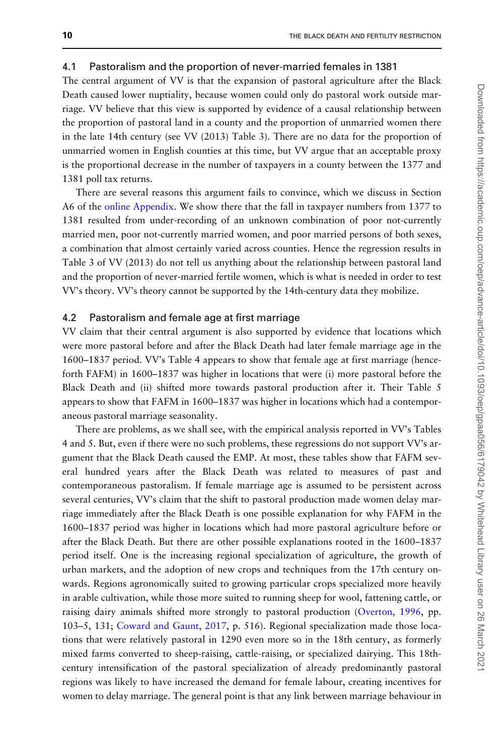### 4.1 Pastoralism and the proportion of never-married females in 1381

The central argument of VV is that the expansion of pastoral agriculture after the Black Death caused lower nuptiality, because women could only do pastoral work outside marriage. VV believe that this view is supported by evidence of a causal relationship between the proportion of pastoral land in a county and the proportion of unmarried women there in the late 14th century (see VV (2013) Table 3). There are no data for the proportion of unmarried women in English counties at this time, but VV argue that an acceptable proxy is the proportional decrease in the number of taxpayers in a county between the 1377 and 1381 poll tax returns.

There are several reasons this argument fails to convince, which we discuss in Section A6 of the online Appendix. We show there that the fall in taxpayer numbers from 1377 to 1381 resulted from under-recording of an unknown combination of poor not-currently married men, poor not-currently married women, and poor married persons of both sexes, a combination that almost certainly varied across counties. Hence the regression results in Table 3 of VV (2013) do not tell us anything about the relationship between pastoral land and the proportion of never-married fertile women, which is what is needed in order to test VV's theory. VV's theory cannot be supported by the 14th-century data they mobilize.

### 4.2 Pastoralism and female age at first marriage

VV claim that their central argument is also supported by evidence that locations which were more pastoral before and after the Black Death had later female marriage age in the 1600–1837 period. VV's Table 4 appears to show that female age at first marriage (henceforth FAFM) in 1600–1837 was higher in locations that were (i) more pastoral before the Black Death and (ii) shifted more towards pastoral production after it. Their Table 5 appears to show that FAFM in 1600–1837 was higher in locations which had a contemporaneous pastoral marriage seasonality.

There are problems, as we shall see, with the empirical analysis reported in VV's Tables 4 and 5. But, even if there were no such problems, these regressions do not support VV's argument that the Black Death caused the EMP. At most, these tables show that FAFM several hundred years after the Black Death was related to measures of past and contemporaneous pastoralism. If female marriage age is assumed to be persistent across several centuries, VV's claim that the shift to pastoral production made women delay marriage immediately after the Black Death is one possible explanation for why FAFM in the 1600–1837 period was higher in locations which had more pastoral agriculture before or after the Black Death. But there are other possible explanations rooted in the 1600–1837 period itself. One is the increasing regional specialization of agriculture, the growth of urban markets, and the adoption of new crops and techniques from the 17th century onwards. Regions agronomically suited to growing particular crops specialized more heavily in arable cultivation, while those more suited to running sheep for wool, fattening cattle, or raising dairy animals shifted more strongly to pastoral production (Overton, 1996, pp. 103–5, 131; Coward and Gaunt, 2017, p. 516). Regional specialization made those locations that were relatively pastoral in 1290 even more so in the 18th century, as formerly mixed farms converted to sheep-raising, cattle-raising, or specialized dairying. This 18th-century intensification of the pastoral specialization of already predominantly pastoral regions was likely to have increased the demand for female labour, creating incentives for women to delay marriage. The general point is that any link between marriage behaviour in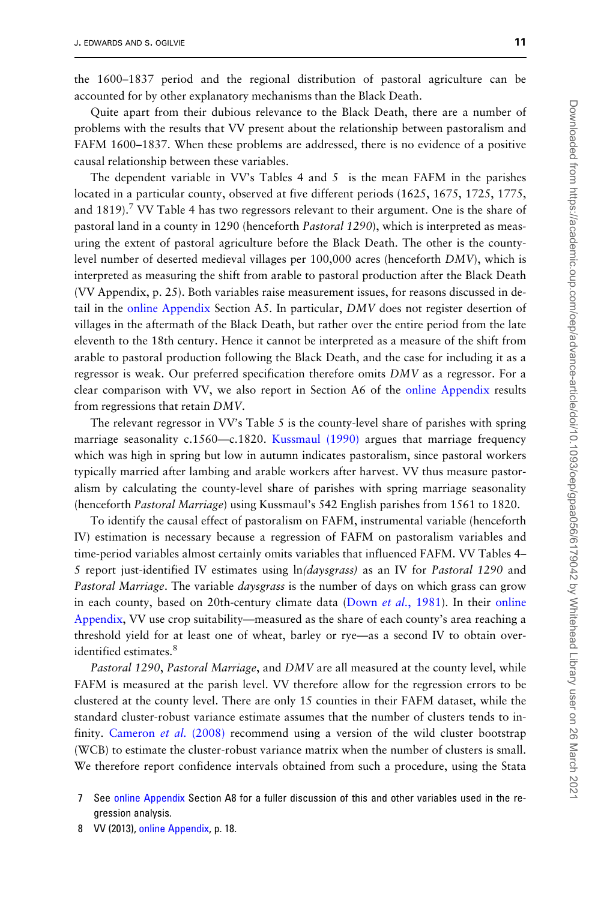the 1600–1837 period and the regional distribution of pastoral agriculture can be accounted for by other explanatory mechanisms than the Black Death.

Quite apart from their dubious relevance to the Black Death, there are a number of problems with the results that VV present about the relationship between pastoralism and FAFM 1600–1837. When these problems are addressed, there is no evidence of a positive causal relationship between these variables.

The dependent variable in VV's Tables 4 and 5 is the mean FAFM in the parishes located in a particular county, observed at five different periods (1625, 1675, 1725, 1775, and 1819).[7] VV Table 4 has two regressors relevant to their argument. One is the share of pastoral land in a county in 1290 (henceforth *Pastoral 1290*), which is interpreted as measuring the extent of pastoral agriculture before the Black Death. The other is the county-level number of deserted medieval villages per 100,000 acres (henceforth *DMV*), which is interpreted as measuring the shift from arable to pastoral production after the Black Death (VV Appendix, p. 25). Both variables raise measurement issues, for reasons discussed in detail in the online Appendix Section A5. In particular, *DMV* does not register desertion of villages in the aftermath of the Black Death, but rather over the entire period from the late eleventh to the 18th century. Hence it cannot be interpreted as a measure of the shift from arable to pastoral production following the Black Death, and the case for including it as a regressor is weak. Our preferred specification therefore omits *DMV* as a regressor. For a clear comparison with VV, we also report in Section A6 of the online Appendix results from regressions that retain *DMV*.

The relevant regressor in VV's Table 5 is the county-level share of parishes with spring marriage seasonality c.1560—c.1820. Kussmaul (1990) argues that marriage frequency which was high in spring but low in autumn indicates pastoralism, since pastoral workers typically married after lambing and arable workers after harvest. VV thus measure pastoralism by calculating the county-level share of parishes with spring marriage seasonality (henceforth *Pastoral Marriage*) using Kussmaul's 542 English parishes from 1561 to 1820.

To identify the causal effect of pastoralism on FAFM, instrumental variable (henceforth IV) estimation is necessary because a regression of FAFM on pastoralism variables and time-period variables almost certainly omits variables that influenced FAFM. VV Tables 4–5 report just-identified IV estimates using ln*(daysgrass)* as an IV for *Pastoral 1290* and *Pastoral Marriage*. The variable *daysgrass* is the number of days on which grass can grow in each county, based on 20th-century climate data (Down *et al.*, 1981). In their online Appendix, VV use crop suitability—measured as the share of each county's area reaching a threshold yield for at least one of wheat, barley or rye—as a second IV to obtain over-identified estimates.[8]

*Pastoral 1290*, *Pastoral Marriage*, and *DMV* are all measured at the county level, while FAFM is measured at the parish level. VV therefore allow for the regression errors to be clustered at the county level. There are only 15 counties in their FAFM dataset, while the standard cluster-robust variance estimate assumes that the number of clusters tends to infinity. Cameron *et al.* (2008) recommend using a version of the wild cluster bootstrap (WCB) to estimate the cluster-robust variance matrix when the number of clusters is small. We therefore report confidence intervals obtained from such a procedure, using the Stata

7 See online Appendix Section A8 for a fuller discussion of this and other variables used in the regression analysis.

8 VV (2013), online Appendix, p. 18.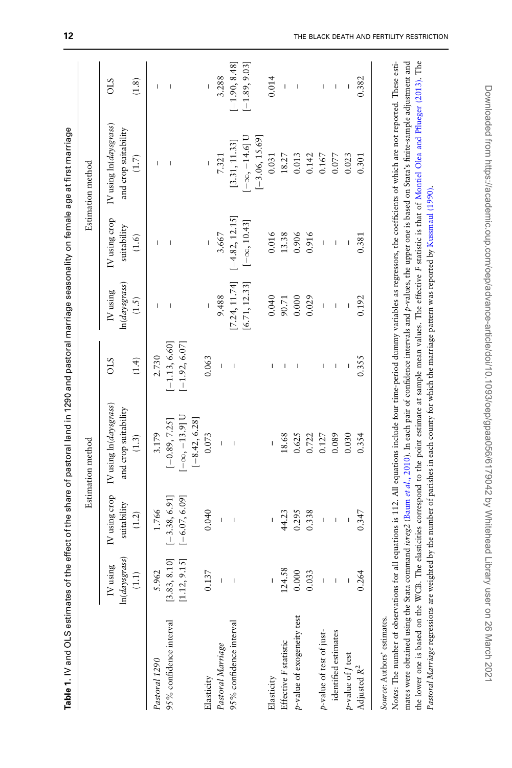**Table 1.** IV and OLS estimates of the effect of the share of pastoral land in 1290 and pastoral marriage seasonality on female age at first marriage

| | Estimation method | | | | Estimation method | | | |
|---|---|---|---|---|---|---|---|---|
| | IV using ln(*daysgrass*) | IV using crop suitability | IV using ln(*daysgrass*) and crop suitability | OLS | IV using ln(*daysgrass*) | IV using crop suitability | IV using ln(*daysgrass*) and crop suitability | OLS |
| | (1.1) | (1.2) | (1.3) | (1.4) | (1.5) | (1.6) | (1.7) | (1.8) |
| *Pastoral 1290* | 5.962 | 1.766 | 3.179 | 2.730 | – | – | – | – |
| 95% confidence interval | [3.83, 8.10] | [−3.38, 6.91] | [−0.89, 7.25] | [−1.13, 6.60] | – | – | – | – |
| | [1.12, 9.15] | [−6.07, 6.09] | [−∞, −13.9] ∪ [−8.42, 6.28] | [−1.92, 6.07] | | | | |
| Elasticity | 0.137 | 0.040 | 0.073 | 0.063 | | | | |
| *Pastoral Marriage* | – | – | – | – | 9.488 | 3.667 | 7.321 | 3.288 |
| 95% confidence interval | – | – | – | – | [7.24, 11.74] | [−4.82, 12.15] | [3.31, 11.33] | [−1.90, 8.48] |
| | | | | | [6.71, 12.33] | [−∞, 10.43] | [−∞, −14.6] ∪ [−3.06, 15.69] | [−1.89, 9.03] |
| Elasticity | – | – | – | – | 0.040 | 0.016 | 0.031 | 0.014 |
| Effective *F* statistic | 124.58 | 44.23 | 18.68 | – | 90.71 | 13.38 | 18.27 | – |
| *p*-value of exogeneity test | 0.000 | 0.295 | 0.625 | – | 0.000 | 0.906 | 0.013 | – |
| | 0.033 | 0.338 | 0.722 | | 0.029 | 0.916 | 0.142 | |
| *p*-value of test of just-identified estimates | – | – | 0.127 | – | – | – | 0.167 | – |
| | – | – | 0.089 | – | – | – | 0.077 | – |
| *p*-value of *J* test | – | – | 0.030 | – | – | – | 0.023 | – |
| Adjusted $R^2$ | 0.264 | 0.347 | 0.354 | 0.355 | 0.192 | 0.381 | 0.301 | 0.382 |

*Source*: Authors' estimates.

*Notes*: The number of observations for all equations is 112. All equations include four time-period dummy variables as regressors, the coefficients of which are not reported. These estimates were obtained using the Stata command *ivreg2* (Baum *et al.*, 2010). In each pair of confidence intervals and *p*-values, the upper one is based on Stata's finite-sample adjustment and the lower one is based on the WCB. The elasticities correspond to the point estimate at sample mean values. The effective *F* statistic is that of Montiel Olea and Pflueger (2013). The *Pastoral Marriage* regressions are weighted by the number of parishes in each county for which the marriage pattern was reported by Kussmaul (1990).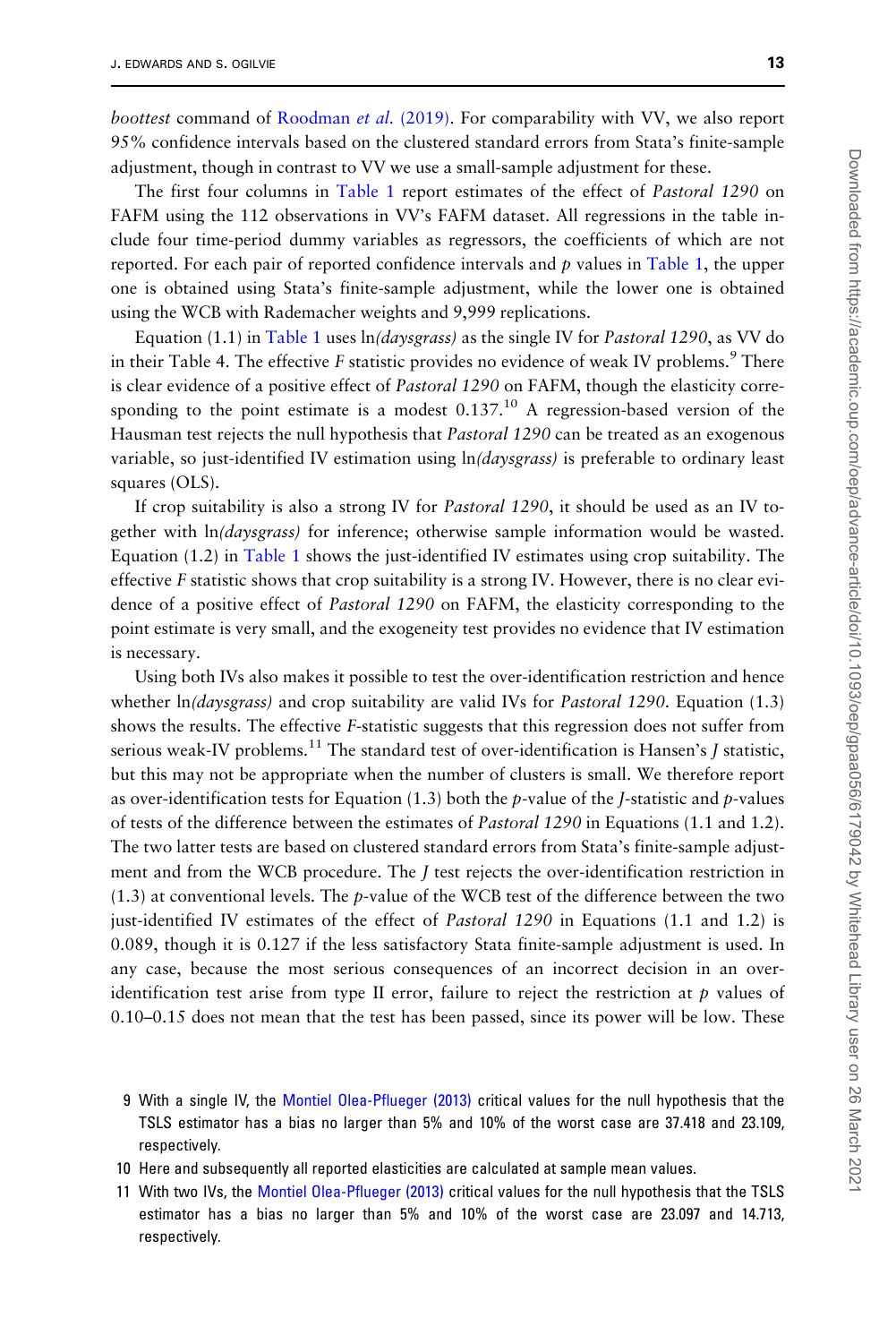*boottest* command of Roodman *et al.* (2019). For comparability with VV, we also report 95% confidence intervals based on the clustered standard errors from Stata's finite-sample adjustment, though in contrast to VV we use a small-sample adjustment for these.

The first four columns in Table 1 report estimates of the effect of *Pastoral 1290* on FAFM using the 112 observations in VV's FAFM dataset. All regressions in the table include four time-period dummy variables as regressors, the coefficients of which are not reported. For each pair of reported confidence intervals and $p$ values in Table 1, the upper one is obtained using Stata's finite-sample adjustment, while the lower one is obtained using the WCB with Rademacher weights and 9,999 replications.

Equation (1.1) in Table 1 uses ln*(daysgrass)* as the single IV for *Pastoral 1290*, as VV do in their Table 4. The effective $F$ statistic provides no evidence of weak IV problems.[9] There is clear evidence of a positive effect of *Pastoral 1290* on FAFM, though the elasticity corresponding to the point estimate is a modest 0.137.[10] A regression-based version of the Hausman test rejects the null hypothesis that *Pastoral 1290* can be treated as an exogenous variable, so just-identified IV estimation using ln*(daysgrass)* is preferable to ordinary least squares (OLS).

If crop suitability is also a strong IV for *Pastoral 1290*, it should be used as an IV together with ln*(daysgrass)* for inference; otherwise sample information would be wasted. Equation (1.2) in Table 1 shows the just-identified IV estimates using crop suitability. The effective $F$ statistic shows that crop suitability is a strong IV. However, there is no clear evidence of a positive effect of *Pastoral 1290* on FAFM, the elasticity corresponding to the point estimate is very small, and the exogeneity test provides no evidence that IV estimation is necessary.

Using both IVs also makes it possible to test the over-identification restriction and hence whether ln*(daysgrass)* and crop suitability are valid IVs for *Pastoral 1290*. Equation (1.3) shows the results. The effective $F$-statistic suggests that this regression does not suffer from serious weak-IV problems.[11] The standard test of over-identification is Hansen's $J$ statistic, but this may not be appropriate when the number of clusters is small. We therefore report as over-identification tests for Equation (1.3) both the $p$-value of the $J$-statistic and $p$-values of tests of the difference between the estimates of *Pastoral 1290* in Equations (1.1 and 1.2). The two latter tests are based on clustered standard errors from Stata's finite-sample adjustment and from the WCB procedure. The $J$ test rejects the over-identification restriction in (1.3) at conventional levels. The $p$-value of the WCB test of the difference between the two just-identified IV estimates of the effect of *Pastoral 1290* in Equations (1.1 and 1.2) is 0.089, though it is 0.127 if the less satisfactory Stata finite-sample adjustment is used. In any case, because the most serious consequences of an incorrect decision in an over-identification test arise from type II error, failure to reject the restriction at $p$ values of 0.10–0.15 does not mean that the test has been passed, since its power will be low. These

9 With a single IV, the Montiel Olea-Pflueger (2013) critical values for the null hypothesis that the TSLS estimator has a bias no larger than 5% and 10% of the worst case are 37.418 and 23.109, respectively.

10 Here and subsequently all reported elasticities are calculated at sample mean values.

11 With two IVs, the Montiel Olea-Pflueger (2013) critical values for the null hypothesis that the TSLS estimator has a bias no larger than 5% and 10% of the worst case are 23.097 and 14.713, respectively.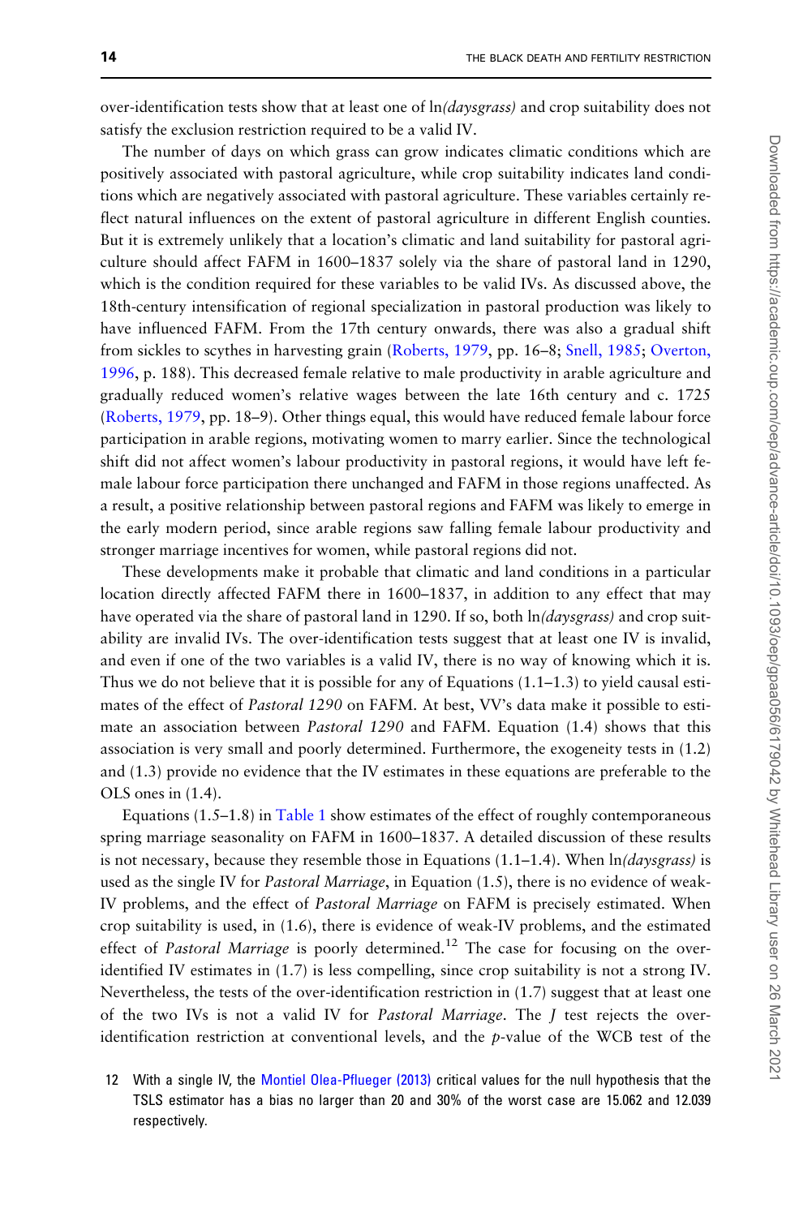over-identification tests show that at least one of ln*(daysgrass)* and crop suitability does not satisfy the exclusion restriction required to be a valid IV.

The number of days on which grass can grow indicates climatic conditions which are positively associated with pastoral agriculture, while crop suitability indicates land conditions which are negatively associated with pastoral agriculture. These variables certainly reflect natural influences on the extent of pastoral agriculture in different English counties. But it is extremely unlikely that a location's climatic and land suitability for pastoral agriculture should affect FAFM in 1600–1837 solely via the share of pastoral land in 1290, which is the condition required for these variables to be valid IVs. As discussed above, the 18th-century intensification of regional specialization in pastoral production was likely to have influenced FAFM. From the 17th century onwards, there was also a gradual shift from sickles to scythes in harvesting grain (Roberts, 1979, pp. 16–8; Snell, 1985; Overton, 1996, p. 188). This decreased female relative to male productivity in arable agriculture and gradually reduced women's relative wages between the late 16th century and c. 1725 (Roberts, 1979, pp. 18–9). Other things equal, this would have reduced female labour force participation in arable regions, motivating women to marry earlier. Since the technological shift did not affect women's labour productivity in pastoral regions, it would have left female labour force participation there unchanged and FAFM in those regions unaffected. As a result, a positive relationship between pastoral regions and FAFM was likely to emerge in the early modern period, since arable regions saw falling female labour productivity and stronger marriage incentives for women, while pastoral regions did not.

These developments make it probable that climatic and land conditions in a particular location directly affected FAFM there in 1600–1837, in addition to any effect that may have operated via the share of pastoral land in 1290. If so, both ln*(daysgrass)* and crop suitability are invalid IVs. The over-identification tests suggest that at least one IV is invalid, and even if one of the two variables is a valid IV, there is no way of knowing which it is. Thus we do not believe that it is possible for any of Equations (1.1–1.3) to yield causal estimates of the effect of *Pastoral 1290* on FAFM. At best, VV's data make it possible to estimate an association between *Pastoral 1290* and FAFM. Equation (1.4) shows that this association is very small and poorly determined. Furthermore, the exogeneity tests in (1.2) and (1.3) provide no evidence that the IV estimates in these equations are preferable to the OLS ones in (1.4).

Equations (1.5–1.8) in Table 1 show estimates of the effect of roughly contemporaneous spring marriage seasonality on FAFM in 1600–1837. A detailed discussion of these results is not necessary, because they resemble those in Equations (1.1–1.4). When ln*(daysgrass)* is used as the single IV for *Pastoral Marriage*, in Equation (1.5), there is no evidence of weak-IV problems, and the effect of *Pastoral Marriage* on FAFM is precisely estimated. When crop suitability is used, in (1.6), there is evidence of weak-IV problems, and the estimated effect of *Pastoral Marriage* is poorly determined.[12] The case for focusing on the over-identified IV estimates in (1.7) is less compelling, since crop suitability is not a strong IV. Nevertheless, the tests of the over-identification restriction in (1.7) suggest that at least one of the two IVs is not a valid IV for *Pastoral Marriage*. The *J* test rejects the over-identification restriction at conventional levels, and the *p*-value of the WCB test of the

12 With a single IV, the Montiel Olea-Pflueger (2013) critical values for the null hypothesis that the TSLS estimator has a bias no larger than 20 and 30% of the worst case are 15.062 and 12.039 respectively.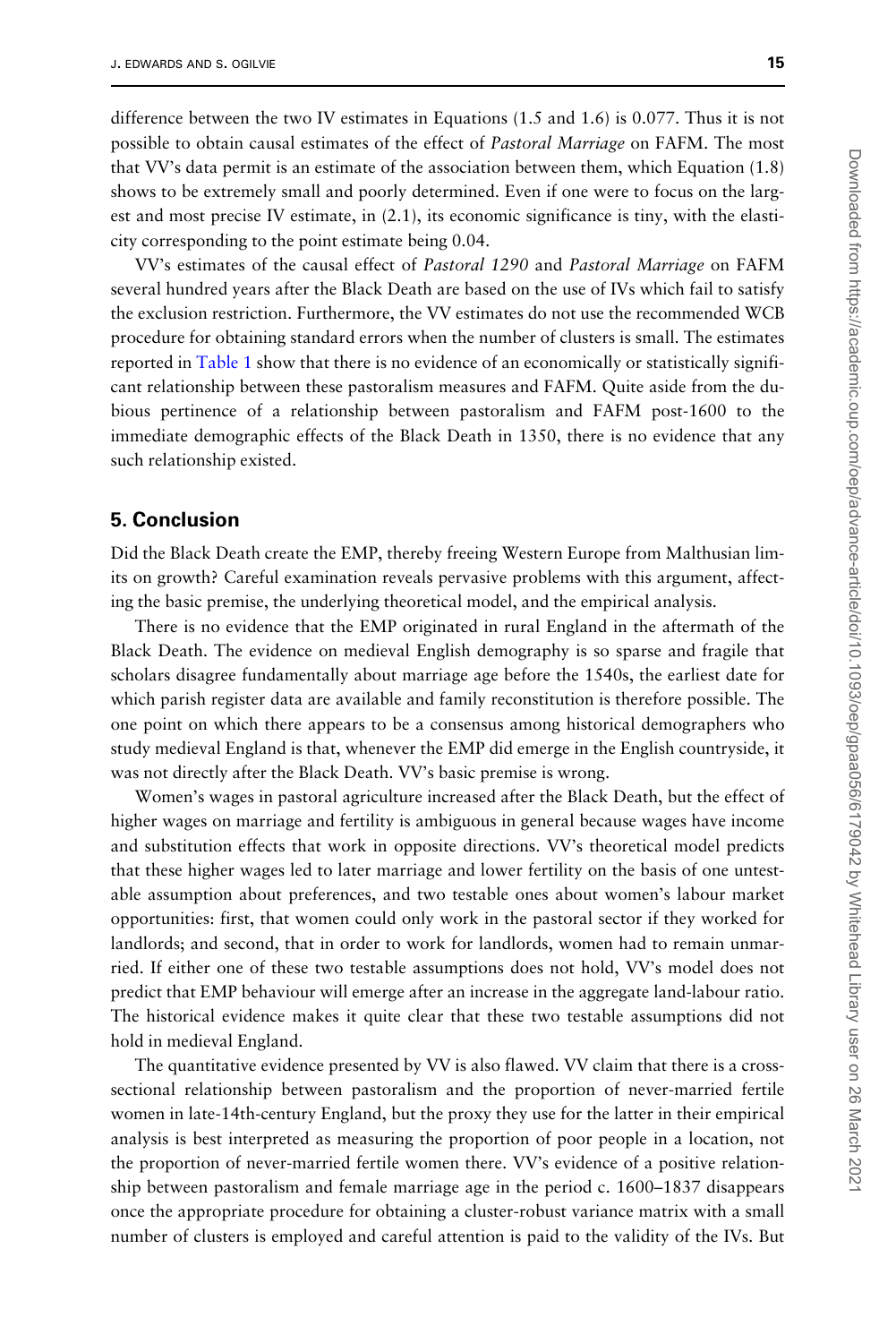difference between the two IV estimates in Equations (1.5 and 1.6) is 0.077. Thus it is not possible to obtain causal estimates of the effect of *Pastoral Marriage* on FAFM. The most that VV's data permit is an estimate of the association between them, which Equation (1.8) shows to be extremely small and poorly determined. Even if one were to focus on the largest and most precise IV estimate, in (2.1), its economic significance is tiny, with the elasticity corresponding to the point estimate being 0.04.

VV's estimates of the causal effect of *Pastoral 1290* and *Pastoral Marriage* on FAFM several hundred years after the Black Death are based on the use of IVs which fail to satisfy the exclusion restriction. Furthermore, the VV estimates do not use the recommended WCB procedure for obtaining standard errors when the number of clusters is small. The estimates reported in Table 1 show that there is no evidence of an economically or statistically significant relationship between these pastoralism measures and FAFM. Quite aside from the dubious pertinence of a relationship between pastoralism and FAFM post-1600 to the immediate demographic effects of the Black Death in 1350, there is no evidence that any such relationship existed.

## 5. Conclusion

Did the Black Death create the EMP, thereby freeing Western Europe from Malthusian limits on growth? Careful examination reveals pervasive problems with this argument, affecting the basic premise, the underlying theoretical model, and the empirical analysis.

There is no evidence that the EMP originated in rural England in the aftermath of the Black Death. The evidence on medieval English demography is so sparse and fragile that scholars disagree fundamentally about marriage age before the 1540s, the earliest date for which parish register data are available and family reconstitution is therefore possible. The one point on which there appears to be a consensus among historical demographers who study medieval England is that, whenever the EMP did emerge in the English countryside, it was not directly after the Black Death. VV's basic premise is wrong.

Women's wages in pastoral agriculture increased after the Black Death, but the effect of higher wages on marriage and fertility is ambiguous in general because wages have income and substitution effects that work in opposite directions. VV's theoretical model predicts that these higher wages led to later marriage and lower fertility on the basis of one untestable assumption about preferences, and two testable ones about women's labour market opportunities: first, that women could only work in the pastoral sector if they worked for landlords; and second, that in order to work for landlords, women had to remain unmarried. If either one of these two testable assumptions does not hold, VV's model does not predict that EMP behaviour will emerge after an increase in the aggregate land-labour ratio. The historical evidence makes it quite clear that these two testable assumptions did not hold in medieval England.

The quantitative evidence presented by VV is also flawed. VV claim that there is a cross-sectional relationship between pastoralism and the proportion of never-married fertile women in late-14th-century England, but the proxy they use for the latter in their empirical analysis is best interpreted as measuring the proportion of poor people in a location, not the proportion of never-married fertile women there. VV's evidence of a positive relationship between pastoralism and female marriage age in the period c. 1600–1837 disappears once the appropriate procedure for obtaining a cluster-robust variance matrix with a small number of clusters is employed and careful attention is paid to the validity of the IVs. But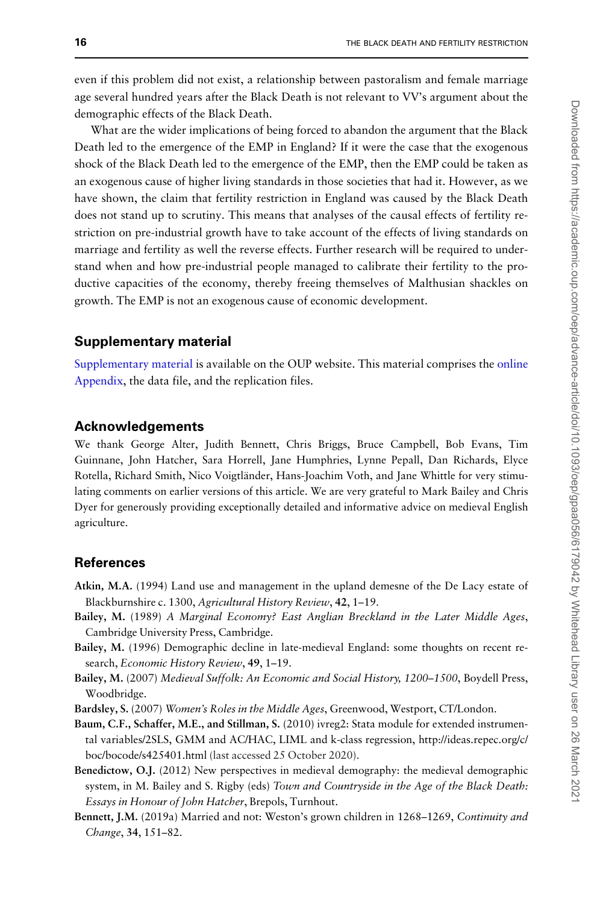even if this problem did not exist, a relationship between pastoralism and female marriage age several hundred years after the Black Death is not relevant to VV's argument about the demographic effects of the Black Death.

What are the wider implications of being forced to abandon the argument that the Black Death led to the emergence of the EMP in England? If it were the case that the exogenous shock of the Black Death led to the emergence of the EMP, then the EMP could be taken as an exogenous cause of higher living standards in those societies that had it. However, as we have shown, the claim that fertility restriction in England was caused by the Black Death does not stand up to scrutiny. This means that analyses of the causal effects of fertility restriction on pre-industrial growth have to take account of the effects of living standards on marriage and fertility as well the reverse effects. Further research will be required to understand when and how pre-industrial people managed to calibrate their fertility to the productive capacities of the economy, thereby freeing themselves of Malthusian shackles on growth. The EMP is not an exogenous cause of economic development.

## Supplementary material

Supplementary material is available on the OUP website. This material comprises the online Appendix, the data file, and the replication files.

## Acknowledgements

We thank George Alter, Judith Bennett, Chris Briggs, Bruce Campbell, Bob Evans, Tim Guinnane, John Hatcher, Sara Horrell, Jane Humphries, Lynne Pepall, Dan Richards, Elyce Rotella, Richard Smith, Nico Voigtländer, Hans-Joachim Voth, and Jane Whittle for very stimulating comments on earlier versions of this article. We are very grateful to Mark Bailey and Chris Dyer for generously providing exceptionally detailed and informative advice on medieval English agriculture.

## References

**Atkin, M.A.** (1994) Land use and management in the upland demesne of the De Lacy estate of Blackburnshire c. 1300, *Agricultural History Review*, **42**, 1–19.

**Bailey, M.** (1989) *A Marginal Economy? East Anglian Breckland in the Later Middle Ages*, Cambridge University Press, Cambridge.

**Bailey, M.** (1996) Demographic decline in late-medieval England: some thoughts on recent research, *Economic History Review*, **49**, 1–19.

**Bailey, M.** (2007) *Medieval Suffolk: An Economic and Social History, 1200–1500*, Boydell Press, Woodbridge.

**Bardsley, S.** (2007) *Women's Roles in the Middle Ages*, Greenwood, Westport, CT/London.

**Baum, C.F., Schaffer, M.E., and Stillman, S.** (2010) ivreg2: Stata module for extended instrumental variables/2SLS, GMM and AC/HAC, LIML and k-class regression, http://ideas.repec.org/c/boc/bocode/s425401.html (last accessed 25 October 2020).

**Benedictow, O.J.** (2012) New perspectives in medieval demography: the medieval demographic system, in M. Bailey and S. Rigby (eds) *Town and Countryside in the Age of the Black Death: Essays in Honour of John Hatcher*, Brepols, Turnhout.

**Bennett, J.M.** (2019a) Married and not: Weston's grown children in 1268–1269, *Continuity and Change*, **34**, 151–82.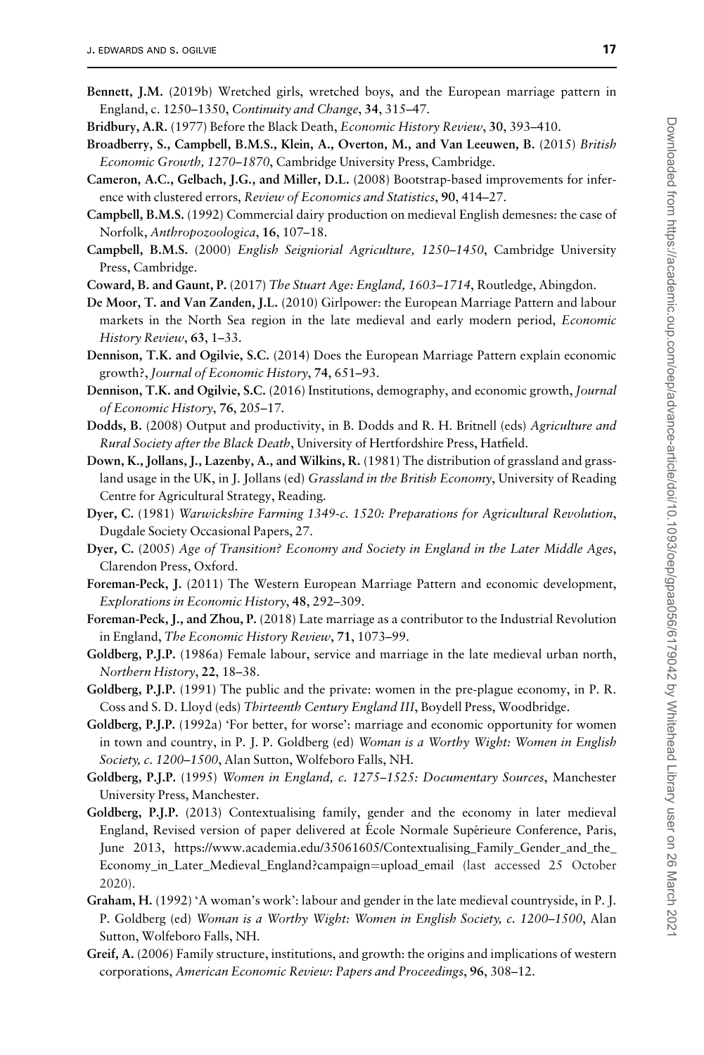**Bennett, J.M.** (2019b) Wretched girls, wretched boys, and the European marriage pattern in England, c. 1250–1350, *Continuity and Change*, **34**, 315–47.

**Bridbury, A.R.** (1977) Before the Black Death, *Economic History Review*, **30**, 393–410.

**Broadberry, S., Campbell, B.M.S., Klein, A., Overton, M., and Van Leeuwen, B.** (2015) *British Economic Growth, 1270–1870*, Cambridge University Press, Cambridge.

**Cameron, A.C., Gelbach, J.G., and Miller, D.L.** (2008) Bootstrap-based improvements for inference with clustered errors, *Review of Economics and Statistics*, **90**, 414–27.

**Campbell, B.M.S.** (1992) Commercial dairy production on medieval English demesnes: the case of Norfolk, *Anthropozoologica*, **16**, 107–18.

**Campbell, B.M.S.** (2000) *English Seigniorial Agriculture, 1250–1450*, Cambridge University Press, Cambridge.

**Coward, B. and Gaunt, P.** (2017) *The Stuart Age: England, 1603–1714*, Routledge, Abingdon.

**De Moor, T. and Van Zanden, J.L.** (2010) Girlpower: the European Marriage Pattern and labour markets in the North Sea region in the late medieval and early modern period, *Economic History Review*, **63**, 1–33.

**Dennison, T.K. and Ogilvie, S.C.** (2014) Does the European Marriage Pattern explain economic growth?, *Journal of Economic History*, **74**, 651–93.

**Dennison, T.K. and Ogilvie, S.C.** (2016) Institutions, demography, and economic growth, *Journal of Economic History*, **76**, 205–17.

**Dodds, B.** (2008) Output and productivity, in B. Dodds and R. H. Britnell (eds) *Agriculture and Rural Society after the Black Death*, University of Hertfordshire Press, Hatfield.

**Down, K., Jollans, J., Lazenby, A., and Wilkins, R.** (1981) The distribution of grassland and grassland usage in the UK, in J. Jollans (ed) *Grassland in the British Economy*, University of Reading Centre for Agricultural Strategy, Reading.

**Dyer, C.** (1981) *Warwickshire Farming 1349-c. 1520: Preparations for Agricultural Revolution*, Dugdale Society Occasional Papers, 27.

**Dyer, C.** (2005) *Age of Transition? Economy and Society in England in the Later Middle Ages*, Clarendon Press, Oxford.

**Foreman-Peck, J.** (2011) The Western European Marriage Pattern and economic development, *Explorations in Economic History*, **48**, 292–309.

**Foreman-Peck, J., and Zhou, P.** (2018) Late marriage as a contributor to the Industrial Revolution in England, *The Economic History Review*, **71**, 1073–99.

**Goldberg, P.J.P.** (1986a) Female labour, service and marriage in the late medieval urban north, *Northern History*, **22**, 18–38.

**Goldberg, P.J.P.** (1991) The public and the private: women in the pre-plague economy, in P. R. Coss and S. D. Lloyd (eds) *Thirteenth Century England III*, Boydell Press, Woodbridge.

**Goldberg, P.J.P.** (1992a) 'For better, for worse': marriage and economic opportunity for women in town and country, in P. J. P. Goldberg (ed) *Woman is a Worthy Wight: Women in English Society, c. 1200–1500*, Alan Sutton, Wolfeboro Falls, NH.

**Goldberg, P.J.P.** (1995) *Women in England, c. 1275–1525: Documentary Sources*, Manchester University Press, Manchester.

**Goldberg, P.J.P.** (2013) Contextualising family, gender and the economy in later medieval England, Revised version of paper delivered at École Normale Supérieure Conference, Paris, June 2013, https://www.academia.edu/35061605/Contextualising_Family_Gender_and_the_Economy_in_Later_Medieval_England?campaign=upload_email (last accessed 25 October 2020).

**Graham, H.** (1992) 'A woman's work': labour and gender in the late medieval countryside, in P. J. P. Goldberg (ed) *Woman is a Worthy Wight: Women in English Society, c. 1200–1500*, Alan Sutton, Wolfeboro Falls, NH.

**Greif, A.** (2006) Family structure, institutions, and growth: the origins and implications of western corporations, *American Economic Review: Papers and Proceedings*, **96**, 308–12.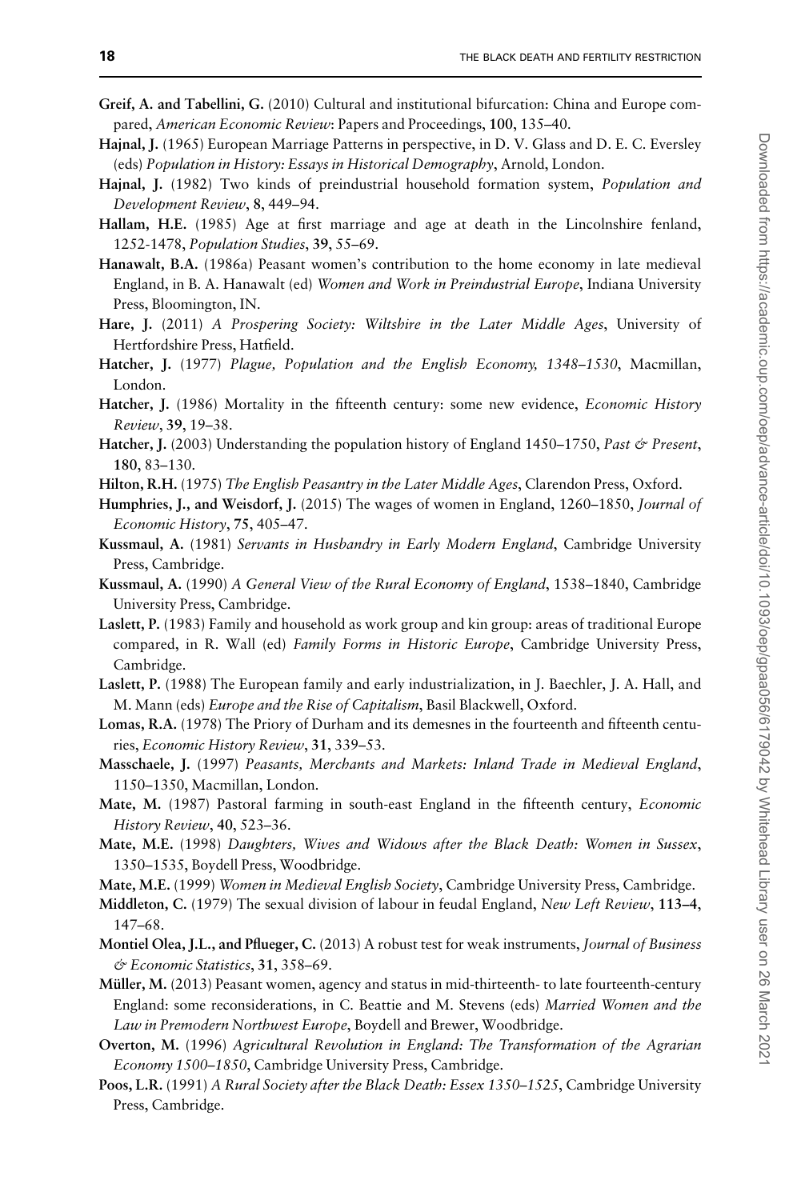**Greif, A. and Tabellini, G.** (2010) Cultural and institutional bifurcation: China and Europe compared, *American Economic Review*: Papers and Proceedings, **100**, 135–40.

**Hajnal, J.** (1965) European Marriage Patterns in perspective, in D. V. Glass and D. E. C. Eversley (eds) *Population in History: Essays in Historical Demography*, Arnold, London.

**Hajnal, J.** (1982) Two kinds of preindustrial household formation system, *Population and Development Review*, **8**, 449–94.

**Hallam, H.E.** (1985) Age at first marriage and age at death in the Lincolnshire fenland, 1252-1478, *Population Studies*, **39**, 55–69.

**Hanawalt, B.A.** (1986a) Peasant women's contribution to the home economy in late medieval England, in B. A. Hanawalt (ed) *Women and Work in Preindustrial Europe*, Indiana University Press, Bloomington, IN.

**Hare, J.** (2011) *A Prospering Society: Wiltshire in the Later Middle Ages*, University of Hertfordshire Press, Hatfield.

**Hatcher, J.** (1977) *Plague, Population and the English Economy, 1348–1530*, Macmillan, London.

**Hatcher, J.** (1986) Mortality in the fifteenth century: some new evidence, *Economic History Review*, **39**, 19–38.

**Hatcher, J.** (2003) Understanding the population history of England 1450–1750, *Past & Present*, **180**, 83–130.

**Hilton, R.H.** (1975) *The English Peasantry in the Later Middle Ages*, Clarendon Press, Oxford.

**Humphries, J., and Weisdorf, J.** (2015) The wages of women in England, 1260–1850, *Journal of Economic History*, **75**, 405–47.

**Kussmaul, A.** (1981) *Servants in Husbandry in Early Modern England*, Cambridge University Press, Cambridge.

**Kussmaul, A.** (1990) *A General View of the Rural Economy of England*, 1538–1840, Cambridge University Press, Cambridge.

**Laslett, P.** (1983) Family and household as work group and kin group: areas of traditional Europe compared, in R. Wall (ed) *Family Forms in Historic Europe*, Cambridge University Press, Cambridge.

**Laslett, P.** (1988) The European family and early industrialization, in J. Baechler, J. A. Hall, and M. Mann (eds) *Europe and the Rise of Capitalism*, Basil Blackwell, Oxford.

**Lomas, R.A.** (1978) The Priory of Durham and its demesnes in the fourteenth and fifteenth centuries, *Economic History Review*, **31**, 339–53.

**Masschaele, J.** (1997) *Peasants, Merchants and Markets: Inland Trade in Medieval England*, 1150–1350, Macmillan, London.

**Mate, M.** (1987) Pastoral farming in south-east England in the fifteenth century, *Economic History Review*, **40**, 523–36.

**Mate, M.E.** (1998) *Daughters, Wives and Widows after the Black Death: Women in Sussex*, 1350–1535, Boydell Press, Woodbridge.

**Mate, M.E.** (1999) *Women in Medieval English Society*, Cambridge University Press, Cambridge.

**Middleton, C.** (1979) The sexual division of labour in feudal England, *New Left Review*, **113–4**, 147–68.

**Montiel Olea, J.L., and Pflueger, C.** (2013) A robust test for weak instruments, *Journal of Business & Economic Statistics*, **31**, 358–69.

**Müller, M.** (2013) Peasant women, agency and status in mid-thirteenth- to late fourteenth-century England: some reconsiderations, in C. Beattie and M. Stevens (eds) *Married Women and the Law in Premodern Northwest Europe*, Boydell and Brewer, Woodbridge.

**Overton, M.** (1996) *Agricultural Revolution in England: The Transformation of the Agrarian Economy 1500–1850*, Cambridge University Press, Cambridge.

**Poos, L.R.** (1991) *A Rural Society after the Black Death: Essex 1350–1525*, Cambridge University Press, Cambridge.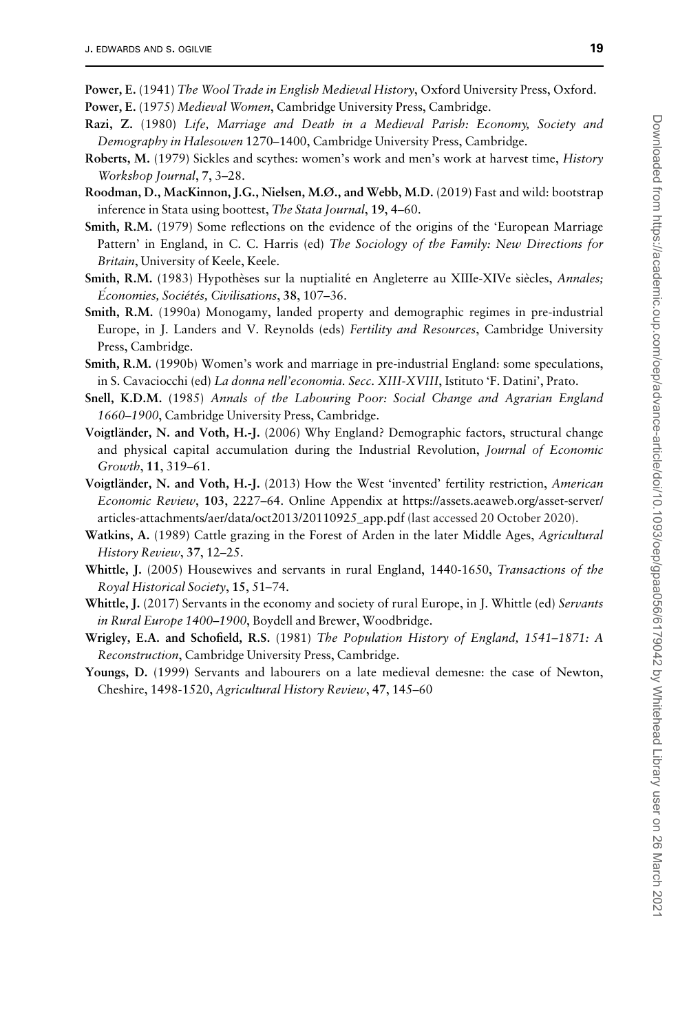**Power, E.** (1941) *The Wool Trade in English Medieval History*, Oxford University Press, Oxford.

**Power, E.** (1975) *Medieval Women*, Cambridge University Press, Cambridge.

**Razi, Z.** (1980) *Life, Marriage and Death in a Medieval Parish: Economy, Society and Demography in Halesowen* 1270–1400, Cambridge University Press, Cambridge.

**Roberts, M.** (1979) Sickles and scythes: women's work and men's work at harvest time, *History Workshop Journal*, **7**, 3–28.

**Roodman, D., MacKinnon, J.G., Nielsen, M.Ø., and Webb, M.D.** (2019) Fast and wild: bootstrap inference in Stata using boottest, *The Stata Journal*, **19**, 4–60.

**Smith, R.M.** (1979) Some reflections on the evidence of the origins of the 'European Marriage Pattern' in England, in C. C. Harris (ed) *The Sociology of the Family: New Directions for Britain*, University of Keele, Keele.

**Smith, R.M.** (1983) Hypothèses sur la nuptialité en Angleterre au XIIIe-XIVe siècles, *Annales; Économies, Sociétés, Civilisations*, **38**, 107–36.

**Smith, R.M.** (1990a) Monogamy, landed property and demographic regimes in pre-industrial Europe, in J. Landers and V. Reynolds (eds) *Fertility and Resources*, Cambridge University Press, Cambridge.

**Smith, R.M.** (1990b) Women's work and marriage in pre-industrial England: some speculations, in S. Cavaciocchi (ed) *La donna nell'economia. Secc. XIII-XVIII*, Istituto 'F. Datini', Prato.

**Snell, K.D.M.** (1985) *Annals of the Labouring Poor: Social Change and Agrarian England 1660–1900*, Cambridge University Press, Cambridge.

**Voigtländer, N. and Voth, H.-J.** (2006) Why England? Demographic factors, structural change and physical capital accumulation during the Industrial Revolution, *Journal of Economic Growth*, **11**, 319–61.

**Voigtländer, N. and Voth, H.-J.** (2013) How the West 'invented' fertility restriction, *American Economic Review*, **103**, 2227–64. Online Appendix at https://assets.aeaweb.org/asset-server/articles-attachments/aer/data/oct2013/20110925_app.pdf (last accessed 20 October 2020).

**Watkins, A.** (1989) Cattle grazing in the Forest of Arden in the later Middle Ages, *Agricultural History Review*, **37**, 12–25.

**Whittle, J.** (2005) Housewives and servants in rural England, 1440-1650, *Transactions of the Royal Historical Society*, **15**, 51–74.

**Whittle, J.** (2017) Servants in the economy and society of rural Europe, in J. Whittle (ed) *Servants in Rural Europe 1400–1900*, Boydell and Brewer, Woodbridge.

**Wrigley, E.A. and Schofield, R.S.** (1981) *The Population History of England, 1541–1871: A Reconstruction*, Cambridge University Press, Cambridge.

**Youngs, D.** (1999) Servants and labourers on a late medieval demesne: the case of Newton, Cheshire, 1498-1520, *Agricultural History Review*, **47**, 145–60